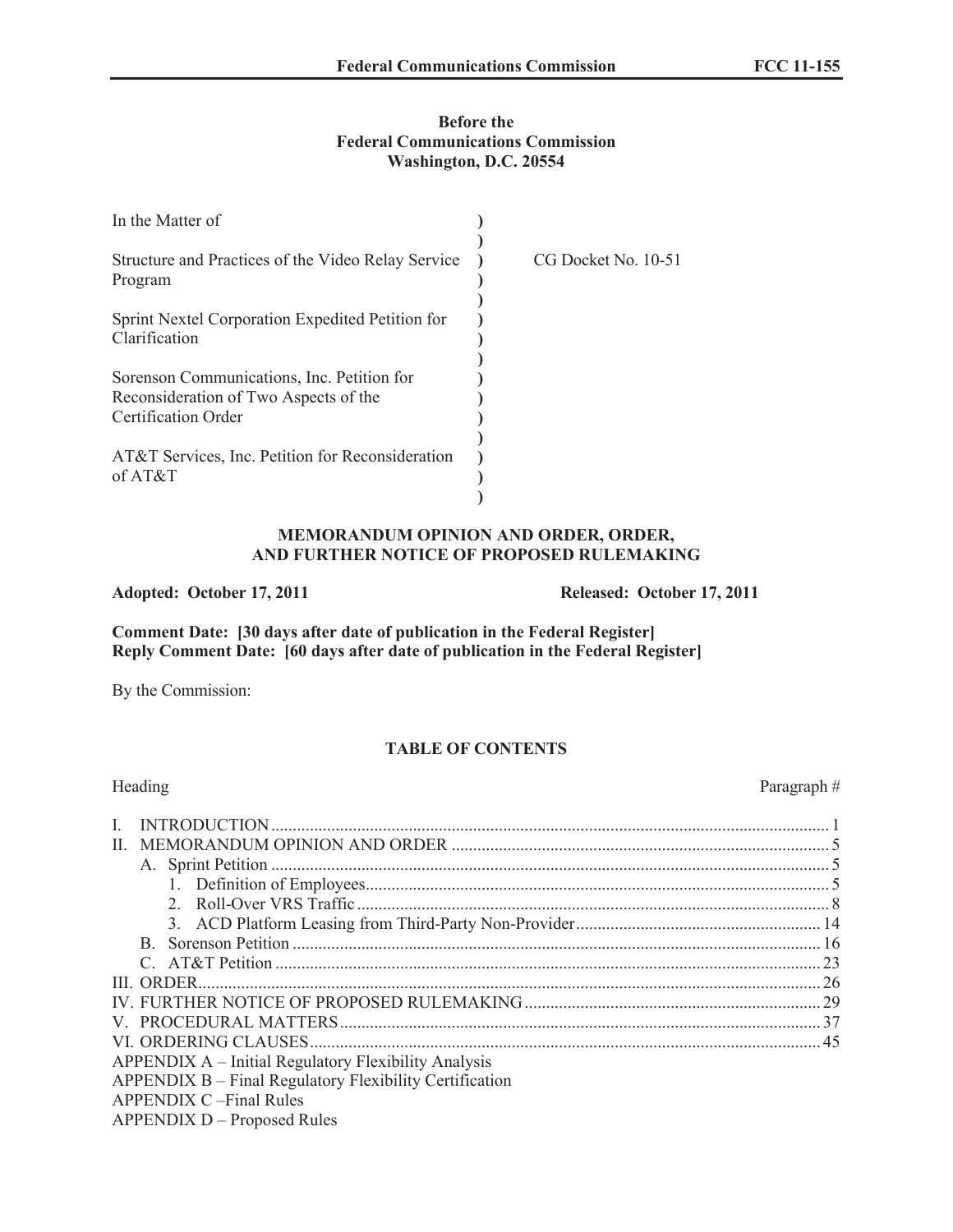**Before the**
**Federal Communications Commission**
**Washington, D.C. 20554**

| | | |
|---|---|---|
| In the Matter of | ) | |
| | ) | |
| Structure and Practices of the Video Relay Service Program | ) | CG Docket No. 10-51 |
| | ) | |
| Sprint Nextel Corporation Expedited Petition for Clarification | ) | |
| | ) | |
| Sorenson Communications, Inc. Petition for Reconsideration of Two Aspects of the Certification Order | ) | |
| | ) | |
| AT&T Services, Inc. Petition for Reconsideration of AT&T | ) | |

**MEMORANDUM OPINION AND ORDER, ORDER, AND FURTHER NOTICE OF PROPOSED RULEMAKING**

**Adopted: October 17, 2011** **Released: October 17, 2011**

**Comment Date: [30 days after date of publication in the Federal Register]**
**Reply Comment Date: [60 days after date of publication in the Federal Register]**

By the Commission:

**TABLE OF CONTENTS**

| Heading | Paragraph # |
|---|---|
| I. INTRODUCTION | 1 |
| II. MEMORANDUM OPINION AND ORDER | 5 |
| A. Sprint Petition | 5 |
| 1. Definition of Employees | 5 |
| 2. Roll-Over VRS Traffic | 8 |
| 3. ACD Platform Leasing from Third-Party Non-Provider | 14 |
| B. Sorenson Petition | 16 |
| C. AT&T Petition | 23 |
| III. ORDER | 26 |
| IV. FURTHER NOTICE OF PROPOSED RULEMAKING | 29 |
| V. PROCEDURAL MATTERS | 37 |
| VI. ORDERING CLAUSES | 45 |
| APPENDIX A – Initial Regulatory Flexibility Analysis | |
| APPENDIX B – Final Regulatory Flexibility Certification | |
| APPENDIX C –Final Rules | |
| APPENDIX D – Proposed Rules | |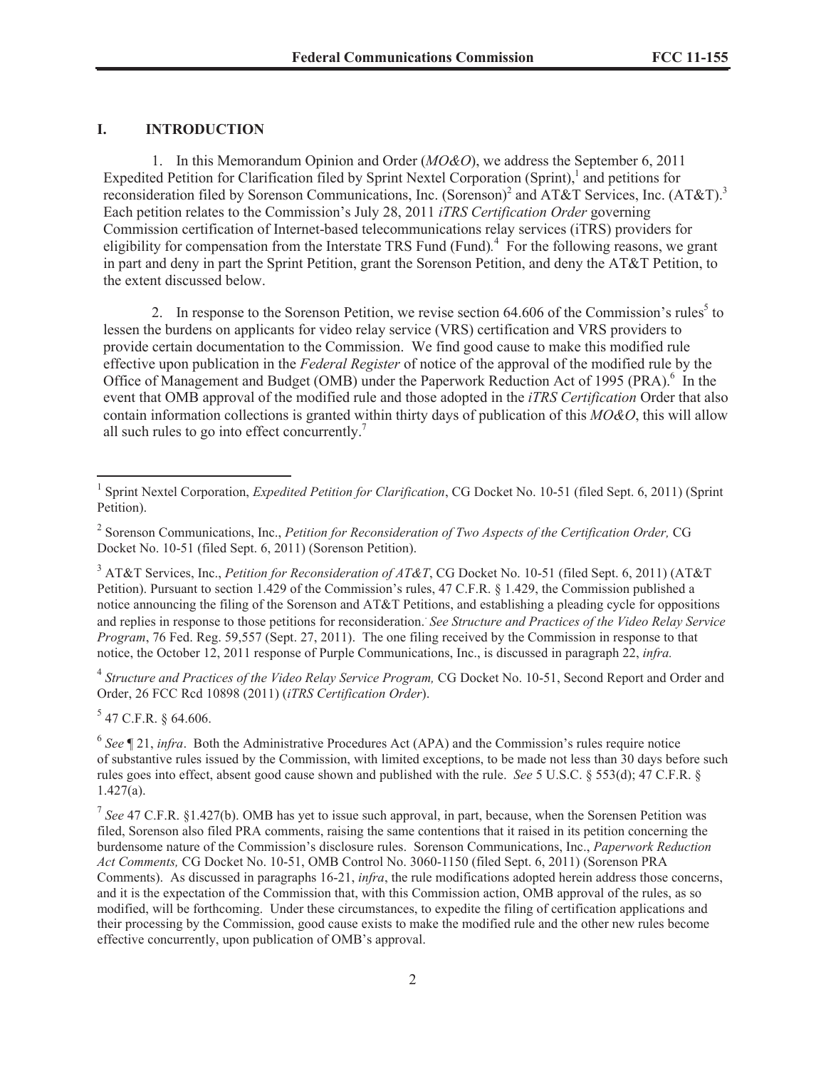## I. INTRODUCTION

1. In this Memorandum Opinion and Order (*MO&O*), we address the September 6, 2011 Expedited Petition for Clarification filed by Sprint Nextel Corporation (Sprint),[1] and petitions for reconsideration filed by Sorenson Communications, Inc. (Sorenson)[2] and AT&T Services, Inc. (AT&T).[3] Each petition relates to the Commission's July 28, 2011 *iTRS Certification Order* governing Commission certification of Internet-based telecommunications relay services (iTRS) providers for eligibility for compensation from the Interstate TRS Fund (Fund).[4] For the following reasons, we grant in part and deny in part the Sprint Petition, grant the Sorenson Petition, and deny the AT&T Petition, to the extent discussed below.

2. In response to the Sorenson Petition, we revise section 64.606 of the Commission's rules[5] to lessen the burdens on applicants for video relay service (VRS) certification and VRS providers to provide certain documentation to the Commission. We find good cause to make this modified rule effective upon publication in the *Federal Register* of notice of the approval of the modified rule by the Office of Management and Budget (OMB) under the Paperwork Reduction Act of 1995 (PRA).[6] In the event that OMB approval of the modified rule and those adopted in the *iTRS Certification* Order that also contain information collections is granted within thirty days of publication of this *MO&O*, this will allow all such rules to go into effect concurrently.[7]

---

[1] Sprint Nextel Corporation, *Expedited Petition for Clarification*, CG Docket No. 10-51 (filed Sept. 6, 2011) (Sprint Petition).

[2] Sorenson Communications, Inc., *Petition for Reconsideration of Two Aspects of the Certification Order,* CG Docket No. 10-51 (filed Sept. 6, 2011) (Sorenson Petition).

[3] AT&T Services, Inc., *Petition for Reconsideration of AT&T*, CG Docket No. 10-51 (filed Sept. 6, 2011) (AT&T Petition). Pursuant to section 1.429 of the Commission's rules, 47 C.F.R. § 1.429, the Commission published a notice announcing the filing of the Sorenson and AT&T Petitions, and establishing a pleading cycle for oppositions and replies in response to those petitions for reconsideration. *See Structure and Practices of the Video Relay Service Program*, 76 Fed. Reg. 59,557 (Sept. 27, 2011). The one filing received by the Commission in response to that notice, the October 12, 2011 response of Purple Communications, Inc., is discussed in paragraph 22, *infra.*

[4] *Structure and Practices of the Video Relay Service Program,* CG Docket No. 10-51, Second Report and Order and Order, 26 FCC Rcd 10898 (2011) (*iTRS Certification Order*).

[5] 47 C.F.R. § 64.606.

[6] *See* ¶ 21, *infra*. Both the Administrative Procedures Act (APA) and the Commission's rules require notice of substantive rules issued by the Commission, with limited exceptions, to be made not less than 30 days before such rules goes into effect, absent good cause shown and published with the rule. *See* 5 U.S.C. § 553(d); 47 C.F.R. § 1.427(a).

[7] *See* 47 C.F.R. §1.427(b). OMB has yet to issue such approval, in part, because, when the Sorensen Petition was filed, Sorenson also filed PRA comments, raising the same contentions that it raised in its petition concerning the burdensome nature of the Commission's disclosure rules. Sorenson Communications, Inc., *Paperwork Reduction Act Comments,* CG Docket No. 10-51, OMB Control No. 3060-1150 (filed Sept. 6, 2011) (Sorenson PRA Comments). As discussed in paragraphs 16-21, *infra*, the rule modifications adopted herein address those concerns, and it is the expectation of the Commission that, with this Commission action, OMB approval of the rules, as so modified, will be forthcoming. Under these circumstances, to expedite the filing of certification applications and their processing by the Commission, good cause exists to make the modified rule and the other new rules become effective concurrently, upon publication of OMB's approval.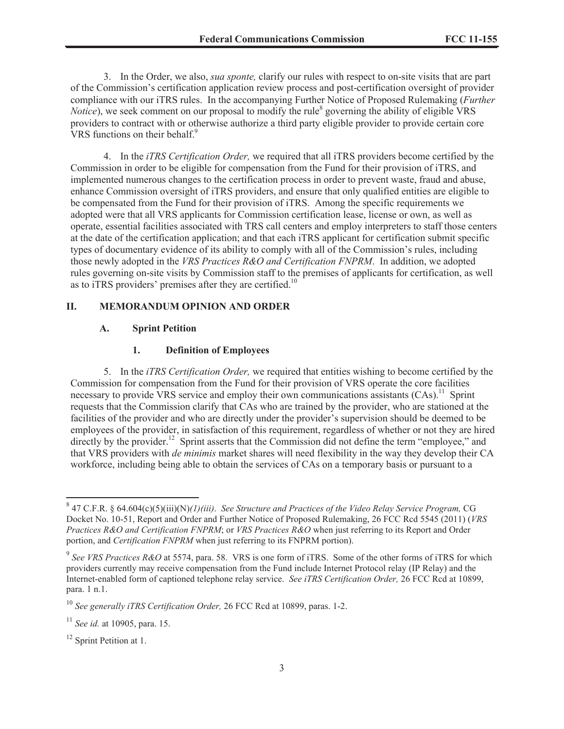3. In the Order, we also, *sua sponte,* clarify our rules with respect to on-site visits that are part of the Commission's certification application review process and post-certification oversight of provider compliance with our iTRS rules. In the accompanying Further Notice of Proposed Rulemaking (*Further Notice*), we seek comment on our proposal to modify the rule[8] governing the ability of eligible VRS providers to contract with or otherwise authorize a third party eligible provider to provide certain core VRS functions on their behalf.[9]

4. In the *iTRS Certification Order,* we required that all iTRS providers become certified by the Commission in order to be eligible for compensation from the Fund for their provision of iTRS, and implemented numerous changes to the certification process in order to prevent waste, fraud and abuse, enhance Commission oversight of iTRS providers, and ensure that only qualified entities are eligible to be compensated from the Fund for their provision of iTRS. Among the specific requirements we adopted were that all VRS applicants for Commission certification lease, license or own, as well as operate, essential facilities associated with TRS call centers and employ interpreters to staff those centers at the date of the certification application; and that each iTRS applicant for certification submit specific types of documentary evidence of its ability to comply with all of the Commission's rules, including those newly adopted in the *VRS Practices R&O and Certification FNPRM*. In addition, we adopted rules governing on-site visits by Commission staff to the premises of applicants for certification, as well as to iTRS providers' premises after they are certified.[10]

## II. MEMORANDUM OPINION AND ORDER

### A. Sprint Petition

#### 1. Definition of Employees

5. In the *iTRS Certification Order,* we required that entities wishing to become certified by the Commission for compensation from the Fund for their provision of VRS operate the core facilities necessary to provide VRS service and employ their own communications assistants (CAs).[11] Sprint requests that the Commission clarify that CAs who are trained by the provider, who are stationed at the facilities of the provider and who are directly under the provider's supervision should be deemed to be employees of the provider, in satisfaction of this requirement, regardless of whether or not they are hired directly by the provider.[12] Sprint asserts that the Commission did not define the term "employee," and that VRS providers with *de minimis* market shares will need flexibility in the way they develop their CA workforce, including being able to obtain the services of CAs on a temporary basis or pursuant to a

---

[8] 47 C.F.R. § 64.604(c)(5)(iii)(N)*(1)(iii)*. *See Structure and Practices of the Video Relay Service Program,* CG Docket No. 10-51, Report and Order and Further Notice of Proposed Rulemaking, 26 FCC Rcd 5545 (2011) (*VRS Practices R&O and Certification FNPRM*; or *VRS Practices R&O* when just referring to its Report and Order portion, and *Certification FNPRM* when just referring to its FNPRM portion).

[9] *See VRS Practices R&O* at 5574, para. 58. VRS is one form of iTRS. Some of the other forms of iTRS for which providers currently may receive compensation from the Fund include Internet Protocol relay (IP Relay) and the Internet-enabled form of captioned telephone relay service. *See iTRS Certification Order,* 26 FCC Rcd at 10899, para. 1 n.1.

[10] *See generally iTRS Certification Order,* 26 FCC Rcd at 10899, paras. 1-2.

[11] *See id.* at 10905, para. 15.

[12] Sprint Petition at 1.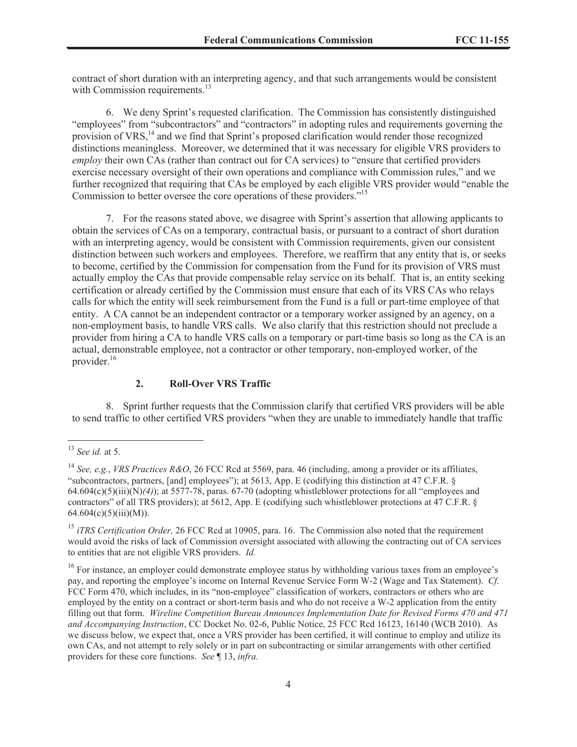contract of short duration with an interpreting agency, and that such arrangements would be consistent with Commission requirements.[13]

6. We deny Sprint's requested clarification. The Commission has consistently distinguished "employees" from "subcontractors" and "contractors" in adopting rules and requirements governing the provision of VRS,[14] and we find that Sprint's proposed clarification would render those recognized distinctions meaningless. Moreover, we determined that it was necessary for eligible VRS providers to *employ* their own CAs (rather than contract out for CA services) to "ensure that certified providers exercise necessary oversight of their own operations and compliance with Commission rules," and we further recognized that requiring that CAs be employed by each eligible VRS provider would "enable the Commission to better oversee the core operations of these providers."[15]

7. For the reasons stated above, we disagree with Sprint's assertion that allowing applicants to obtain the services of CAs on a temporary, contractual basis, or pursuant to a contract of short duration with an interpreting agency, would be consistent with Commission requirements, given our consistent distinction between such workers and employees. Therefore, we reaffirm that any entity that is, or seeks to become, certified by the Commission for compensation from the Fund for its provision of VRS must actually employ the CAs that provide compensable relay service on its behalf. That is, an entity seeking certification or already certified by the Commission must ensure that each of its VRS CAs who relays calls for which the entity will seek reimbursement from the Fund is a full or part-time employee of that entity. A CA cannot be an independent contractor or a temporary worker assigned by an agency, on a non-employment basis, to handle VRS calls. We also clarify that this restriction should not preclude a provider from hiring a CA to handle VRS calls on a temporary or part-time basis so long as the CA is an actual, demonstrable employee, not a contractor or other temporary, non-employed worker, of the provider.[16]

### 2. Roll-Over VRS Traffic

8. Sprint further requests that the Commission clarify that certified VRS providers will be able to send traffic to other certified VRS providers "when they are unable to immediately handle that traffic

---

[13] *See id.* at 5.

[14] *See, e.g.*, *VRS Practices R&O*, 26 FCC Rcd at 5569, para. 46 (including, among a provider or its affiliates, "subcontractors, partners, [and] employees"); at 5613, App. E (codifying this distinction at 47 C.F.R. § 64.604(c)(5)(iii)(N)*(4)*); at 5577-78, paras. 67-70 (adopting whistleblower protections for all "employees and contractors" of all TRS providers); at 5612, App. E (codifying such whistleblower protections at 47 C.F.R. § 64.604(c)(5)(iii)(M)).

[15] *iTRS Certification Order,* 26 FCC Rcd at 10905, para. 16. The Commission also noted that the requirement would avoid the risks of lack of Commission oversight associated with allowing the contracting out of CA services to entities that are not eligible VRS providers. *Id.*

[16] For instance, an employer could demonstrate employee status by withholding various taxes from an employee's pay, and reporting the employee's income on Internal Revenue Service Form W-2 (Wage and Tax Statement). *Cf.* FCC Form 470, which includes, in its "non-employee" classification of workers, contractors or others who are employed by the entity on a contract or short-term basis and who do not receive a W-2 application from the entity filling out that form. *Wireline Competition Bureau Announces Implementation Date for Revised Forms 470 and 471 and Accompanying Instruction*, CC Docket No. 02-6, Public Notice, 25 FCC Rcd 16123, 16140 (WCB 2010). As we discuss below, we expect that, once a VRS provider has been certified, it will continue to employ and utilize its own CAs, and not attempt to rely solely or in part on subcontracting or similar arrangements with other certified providers for these core functions. *See* ¶ 13, *infra.*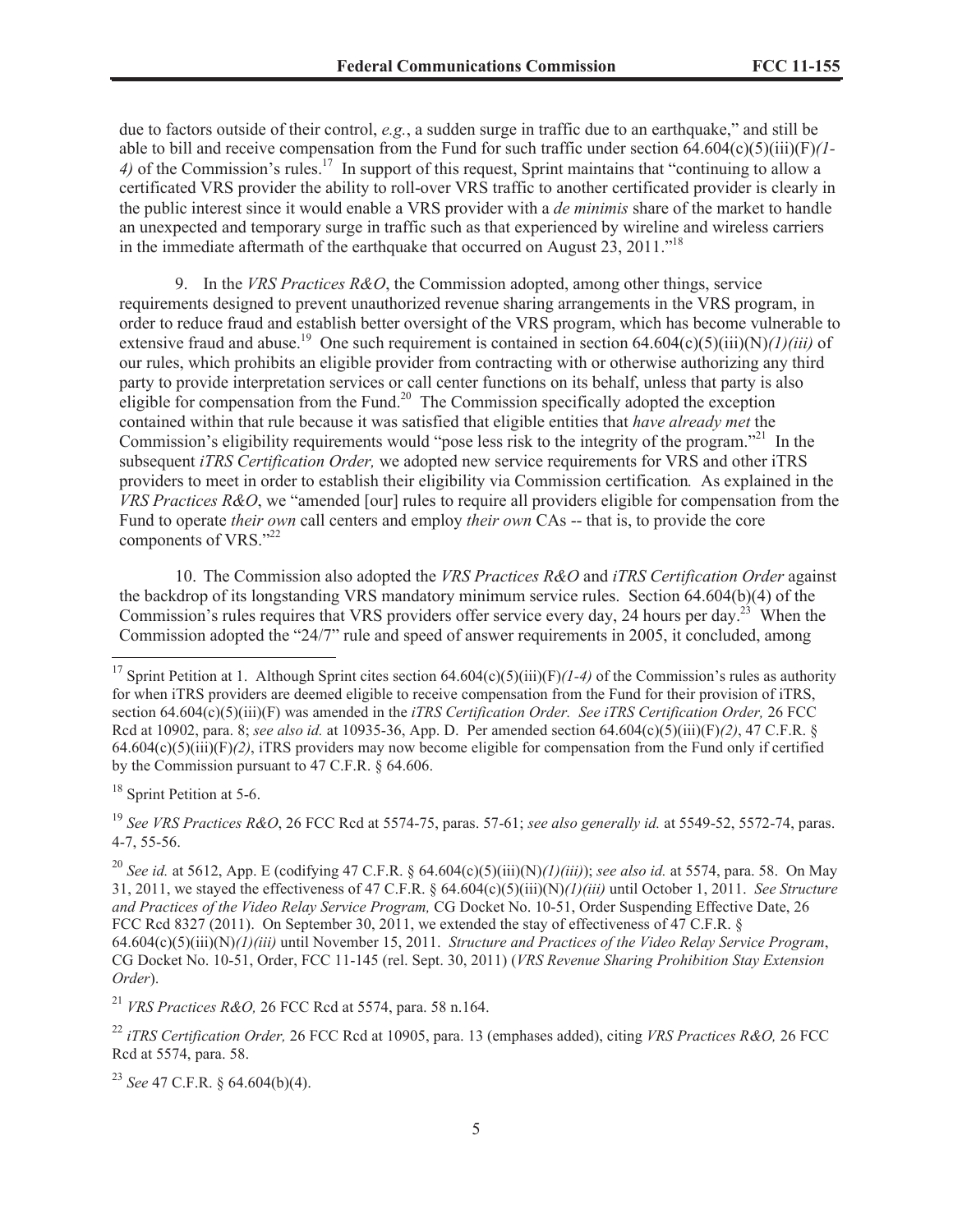due to factors outside of their control, *e.g.*, a sudden surge in traffic due to an earthquake," and still be able to bill and receive compensation from the Fund for such traffic under section 64.604(c)(5)(iii)(F)*(1-4)* of the Commission's rules.[17] In support of this request, Sprint maintains that "continuing to allow a certificated VRS provider the ability to roll-over VRS traffic to another certificated provider is clearly in the public interest since it would enable a VRS provider with a *de minimis* share of the market to handle an unexpected and temporary surge in traffic such as that experienced by wireline and wireless carriers in the immediate aftermath of the earthquake that occurred on August 23, 2011."[18]

9. In the *VRS Practices R&O*, the Commission adopted, among other things, service requirements designed to prevent unauthorized revenue sharing arrangements in the VRS program, in order to reduce fraud and establish better oversight of the VRS program, which has become vulnerable to extensive fraud and abuse.[19] One such requirement is contained in section 64.604(c)(5)(iii)(N)*(1)(iii)* of our rules, which prohibits an eligible provider from contracting with or otherwise authorizing any third party to provide interpretation services or call center functions on its behalf, unless that party is also eligible for compensation from the Fund.[20] The Commission specifically adopted the exception contained within that rule because it was satisfied that eligible entities that *have already met* the Commission's eligibility requirements would "pose less risk to the integrity of the program."[21] In the subsequent *iTRS Certification Order,* we adopted new service requirements for VRS and other iTRS providers to meet in order to establish their eligibility via Commission certification*.* As explained in the *VRS Practices R&O*, we "amended [our] rules to require all providers eligible for compensation from the Fund to operate *their own* call centers and employ *their own* CAs -- that is, to provide the core components of VRS."[22]

10. The Commission also adopted the *VRS Practices R&O* and *iTRS Certification Order* against the backdrop of its longstanding VRS mandatory minimum service rules. Section 64.604(b)(4) of the Commission's rules requires that VRS providers offer service every day, 24 hours per day.[23] When the Commission adopted the "24/7" rule and speed of answer requirements in 2005, it concluded, among

---

[17] Sprint Petition at 1. Although Sprint cites section 64.604(c)(5)(iii)(F)*(1-4)* of the Commission's rules as authority for when iTRS providers are deemed eligible to receive compensation from the Fund for their provision of iTRS, section 64.604(c)(5)(iii)(F) was amended in the *iTRS Certification Order. See iTRS Certification Order,* 26 FCC Rcd at 10902, para. 8; *see also id.* at 10935-36, App. D. Per amended section 64.604(c)(5)(iii)(F)*(2)*, 47 C.F.R. § 64.604(c)(5)(iii)(F)*(2)*, iTRS providers may now become eligible for compensation from the Fund only if certified by the Commission pursuant to 47 C.F.R. § 64.606.

[18] Sprint Petition at 5-6.

[19] *See VRS Practices R&O*, 26 FCC Rcd at 5574-75, paras. 57-61; *see also generally id.* at 5549-52, 5572-74, paras. 4-7, 55-56.

[20] *See id.* at 5612, App. E (codifying 47 C.F.R. § 64.604(c)(5)(iii)(N)*(1)(iii)*); *see also id.* at 5574, para. 58. On May 31, 2011, we stayed the effectiveness of 47 C.F.R. § 64.604(c)(5)(iii)(N)*(1)(iii)* until October 1, 2011. *See Structure and Practices of the Video Relay Service Program,* CG Docket No. 10-51, Order Suspending Effective Date, 26 FCC Rcd 8327 (2011). On September 30, 2011, we extended the stay of effectiveness of 47 C.F.R. § 64.604(c)(5)(iii)(N)*(1)(iii)* until November 15, 2011. *Structure and Practices of the Video Relay Service Program*, CG Docket No. 10-51, Order, FCC 11-145 (rel. Sept. 30, 2011) (*VRS Revenue Sharing Prohibition Stay Extension Order*).

[21] *VRS Practices R&O,* 26 FCC Rcd at 5574, para. 58 n.164.

[22] *iTRS Certification Order,* 26 FCC Rcd at 10905, para. 13 (emphases added), citing *VRS Practices R&O,* 26 FCC Rcd at 5574, para. 58.

[23] *See* 47 C.F.R. § 64.604(b)(4).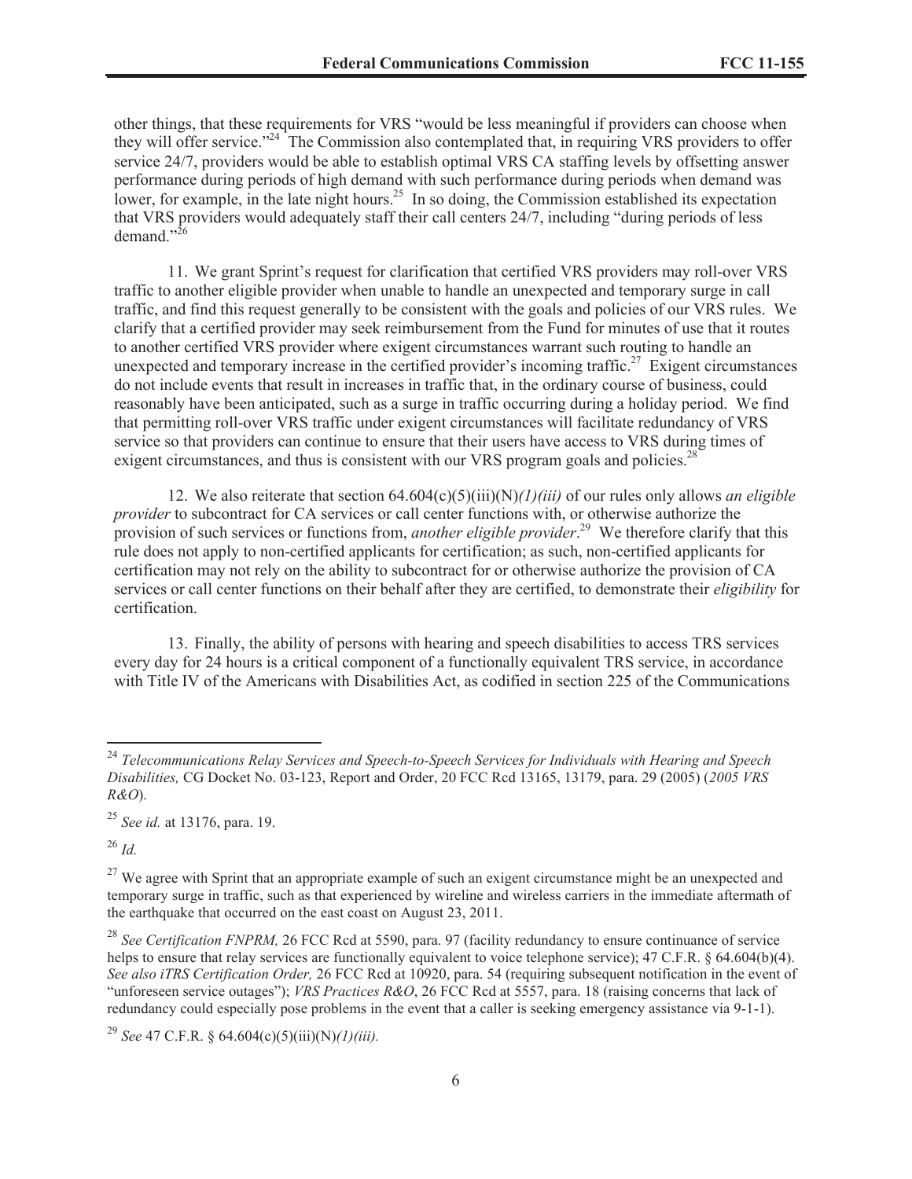other things, that these requirements for VRS "would be less meaningful if providers can choose when they will offer service."[24] The Commission also contemplated that, in requiring VRS providers to offer service 24/7, providers would be able to establish optimal VRS CA staffing levels by offsetting answer performance during periods of high demand with such performance during periods when demand was lower, for example, in the late night hours.[25] In so doing, the Commission established its expectation that VRS providers would adequately staff their call centers 24/7, including "during periods of less demand."[26]

11. We grant Sprint's request for clarification that certified VRS providers may roll-over VRS traffic to another eligible provider when unable to handle an unexpected and temporary surge in call traffic, and find this request generally to be consistent with the goals and policies of our VRS rules. We clarify that a certified provider may seek reimbursement from the Fund for minutes of use that it routes to another certified VRS provider where exigent circumstances warrant such routing to handle an unexpected and temporary increase in the certified provider's incoming traffic.[27] Exigent circumstances do not include events that result in increases in traffic that, in the ordinary course of business, could reasonably have been anticipated, such as a surge in traffic occurring during a holiday period. We find that permitting roll-over VRS traffic under exigent circumstances will facilitate redundancy of VRS service so that providers can continue to ensure that their users have access to VRS during times of exigent circumstances, and thus is consistent with our VRS program goals and policies.[28]

12. We also reiterate that section 64.604(c)(5)(iii)(N)*(1)(iii)* of our rules only allows *an eligible provider* to subcontract for CA services or call center functions with, or otherwise authorize the provision of such services or functions from, *another eligible provider*.[29] We therefore clarify that this rule does not apply to non-certified applicants for certification; as such, non-certified applicants for certification may not rely on the ability to subcontract for or otherwise authorize the provision of CA services or call center functions on their behalf after they are certified, to demonstrate their *eligibility* for certification.

13. Finally, the ability of persons with hearing and speech disabilities to access TRS services every day for 24 hours is a critical component of a functionally equivalent TRS service, in accordance with Title IV of the Americans with Disabilities Act, as codified in section 225 of the Communications

---

[24] *Telecommunications Relay Services and Speech-to-Speech Services for Individuals with Hearing and Speech Disabilities,* CG Docket No. 03-123, Report and Order, 20 FCC Rcd 13165, 13179, para. 29 (2005) (*2005 VRS R&O*).

[25] *See id.* at 13176, para. 19.

[26] *Id.*

[27] We agree with Sprint that an appropriate example of such an exigent circumstance might be an unexpected and temporary surge in traffic, such as that experienced by wireline and wireless carriers in the immediate aftermath of the earthquake that occurred on the east coast on August 23, 2011.

[28] *See Certification FNPRM,* 26 FCC Rcd at 5590, para. 97 (facility redundancy to ensure continuance of service helps to ensure that relay services are functionally equivalent to voice telephone service); 47 C.F.R. § 64.604(b)(4). *See also iTRS Certification Order,* 26 FCC Rcd at 10920, para. 54 (requiring subsequent notification in the event of "unforeseen service outages"); *VRS Practices R&O*, 26 FCC Rcd at 5557, para. 18 (raising concerns that lack of redundancy could especially pose problems in the event that a caller is seeking emergency assistance via 9-1-1).

[29] *See* 47 C.F.R. § 64.604(c)(5)(iii)(N)*(1)(iii).*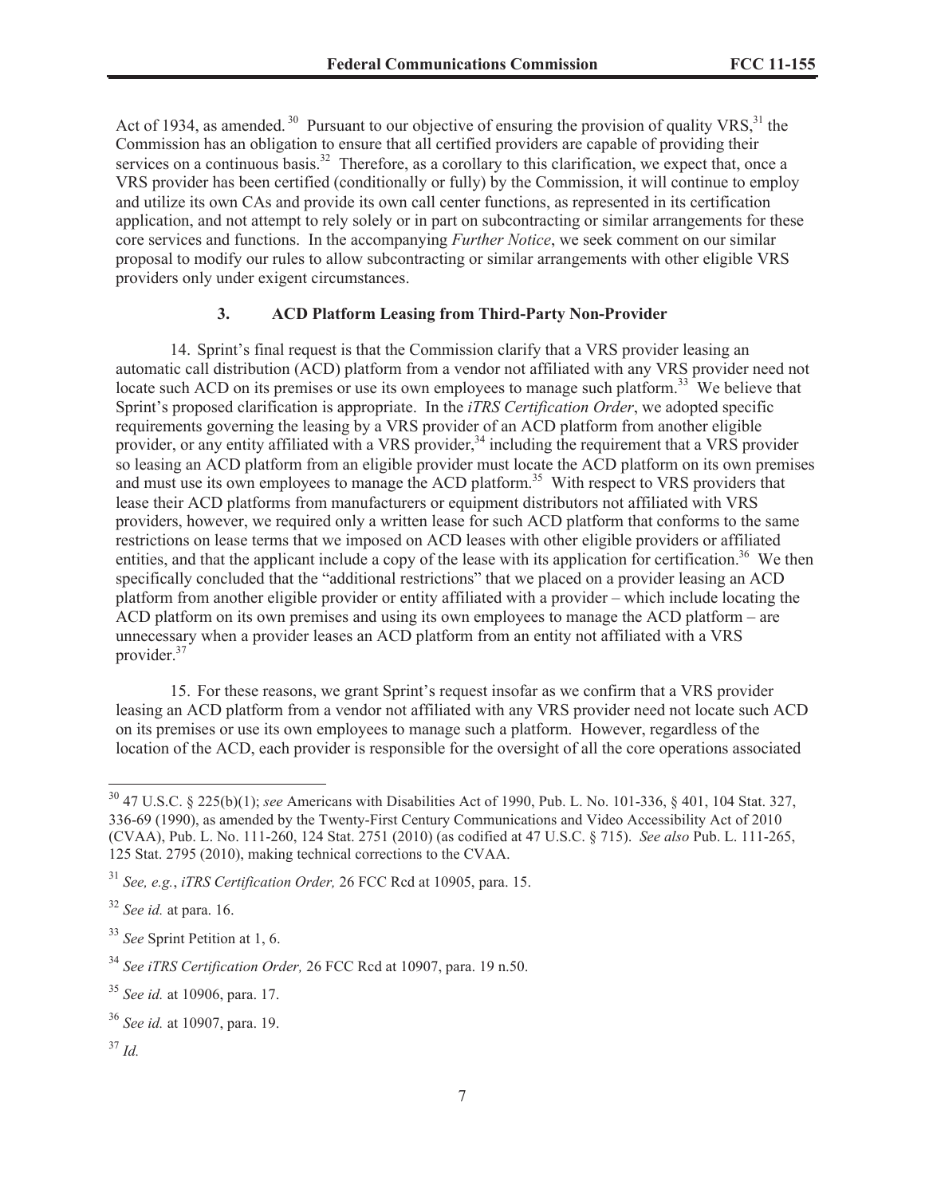Act of 1934, as amended.[30] Pursuant to our objective of ensuring the provision of quality VRS,[31] the Commission has an obligation to ensure that all certified providers are capable of providing their services on a continuous basis.[32] Therefore, as a corollary to this clarification, we expect that, once a VRS provider has been certified (conditionally or fully) by the Commission, it will continue to employ and utilize its own CAs and provide its own call center functions, as represented in its certification application, and not attempt to rely solely or in part on subcontracting or similar arrangements for these core services and functions. In the accompanying *Further Notice*, we seek comment on our similar proposal to modify our rules to allow subcontracting or similar arrangements with other eligible VRS providers only under exigent circumstances.

### 3. ACD Platform Leasing from Third-Party Non-Provider

14. Sprint's final request is that the Commission clarify that a VRS provider leasing an automatic call distribution (ACD) platform from a vendor not affiliated with any VRS provider need not locate such ACD on its premises or use its own employees to manage such platform.[33] We believe that Sprint's proposed clarification is appropriate. In the *iTRS Certification Order*, we adopted specific requirements governing the leasing by a VRS provider of an ACD platform from another eligible provider, or any entity affiliated with a VRS provider,[34] including the requirement that a VRS provider so leasing an ACD platform from an eligible provider must locate the ACD platform on its own premises and must use its own employees to manage the ACD platform.[35] With respect to VRS providers that lease their ACD platforms from manufacturers or equipment distributors not affiliated with VRS providers, however, we required only a written lease for such ACD platform that conforms to the same restrictions on lease terms that we imposed on ACD leases with other eligible providers or affiliated entities, and that the applicant include a copy of the lease with its application for certification.[36] We then specifically concluded that the "additional restrictions" that we placed on a provider leasing an ACD platform from another eligible provider or entity affiliated with a provider – which include locating the ACD platform on its own premises and using its own employees to manage the ACD platform – are unnecessary when a provider leases an ACD platform from an entity not affiliated with a VRS provider.[37]

15. For these reasons, we grant Sprint's request insofar as we confirm that a VRS provider leasing an ACD platform from a vendor not affiliated with any VRS provider need not locate such ACD on its premises or use its own employees to manage such a platform. However, regardless of the location of the ACD, each provider is responsible for the oversight of all the core operations associated

---

[30] 47 U.S.C. § 225(b)(1); *see* Americans with Disabilities Act of 1990, Pub. L. No. 101-336, § 401, 104 Stat. 327, 336-69 (1990), as amended by the Twenty-First Century Communications and Video Accessibility Act of 2010 (CVAA), Pub. L. No. 111-260, 124 Stat. 2751 (2010) (as codified at 47 U.S.C. § 715). *See also* Pub. L. 111-265, 125 Stat. 2795 (2010), making technical corrections to the CVAA.

[31] *See, e.g.*, *iTRS Certification Order,* 26 FCC Rcd at 10905, para. 15.

[32] *See id.* at para. 16.

[33] *See* Sprint Petition at 1, 6.

[34] *See iTRS Certification Order,* 26 FCC Rcd at 10907, para. 19 n.50.

[35] *See id.* at 10906, para. 17.

[36] *See id.* at 10907, para. 19.

[37] *Id.*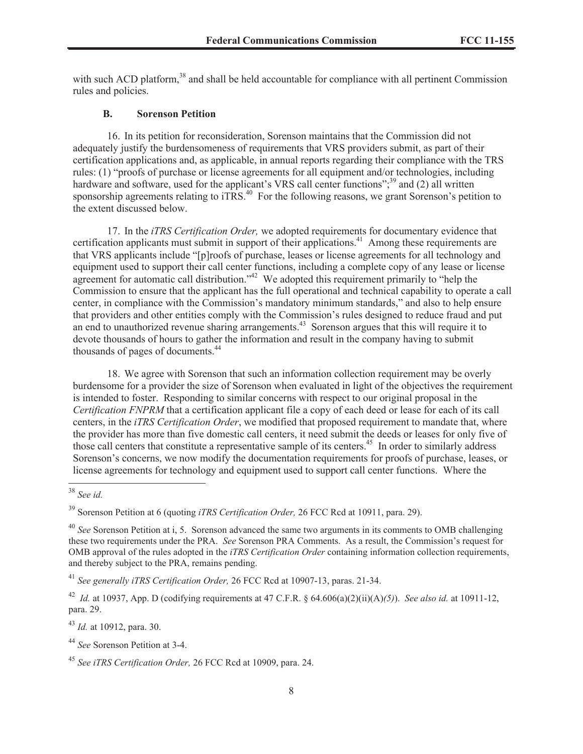with such ACD platform,[38] and shall be held accountable for compliance with all pertinent Commission rules and policies.

### B. Sorenson Petition

16. In its petition for reconsideration, Sorenson maintains that the Commission did not adequately justify the burdensomeness of requirements that VRS providers submit, as part of their certification applications and, as applicable, in annual reports regarding their compliance with the TRS rules: (1) "proofs of purchase or license agreements for all equipment and/or technologies, including hardware and software, used for the applicant's VRS call center functions";[39] and (2) all written sponsorship agreements relating to iTRS.[40] For the following reasons, we grant Sorenson's petition to the extent discussed below.

17. In the *iTRS Certification Order,* we adopted requirements for documentary evidence that certification applicants must submit in support of their applications.[41] Among these requirements are that VRS applicants include "[p]roofs of purchase, leases or license agreements for all technology and equipment used to support their call center functions, including a complete copy of any lease or license agreement for automatic call distribution."[42] We adopted this requirement primarily to "help the Commission to ensure that the applicant has the full operational and technical capability to operate a call center, in compliance with the Commission's mandatory minimum standards," and also to help ensure that providers and other entities comply with the Commission's rules designed to reduce fraud and put an end to unauthorized revenue sharing arrangements.[43] Sorenson argues that this will require it to devote thousands of hours to gather the information and result in the company having to submit thousands of pages of documents.[44]

18. We agree with Sorenson that such an information collection requirement may be overly burdensome for a provider the size of Sorenson when evaluated in light of the objectives the requirement is intended to foster. Responding to similar concerns with respect to our original proposal in the *Certification FNPRM* that a certification applicant file a copy of each deed or lease for each of its call centers, in the *iTRS Certification Order*, we modified that proposed requirement to mandate that, where the provider has more than five domestic call centers, it need submit the deeds or leases for only five of those call centers that constitute a representative sample of its centers.[45] In order to similarly address Sorenson's concerns, we now modify the documentation requirements for proofs of purchase, leases, or license agreements for technology and equipment used to support call center functions. Where the

---

[38] *See id.*

[39] Sorenson Petition at 6 (quoting *iTRS Certification Order,* 26 FCC Rcd at 10911, para. 29).

[40] *See* Sorenson Petition at i, 5. Sorenson advanced the same two arguments in its comments to OMB challenging these two requirements under the PRA. *See* Sorenson PRA Comments. As a result, the Commission's request for OMB approval of the rules adopted in the *iTRS Certification Order* containing information collection requirements, and thereby subject to the PRA, remains pending.

[41] *See generally iTRS Certification Order,* 26 FCC Rcd at 10907-13, paras. 21-34.

[42] *Id.* at 10937, App. D (codifying requirements at 47 C.F.R. § 64.606(a)(2)(ii)(A)*(5)*). *See also id.* at 10911-12, para. 29.

[43] *Id.* at 10912, para. 30.

[44] *See* Sorenson Petition at 3-4.

[45] *See iTRS Certification Order,* 26 FCC Rcd at 10909, para. 24.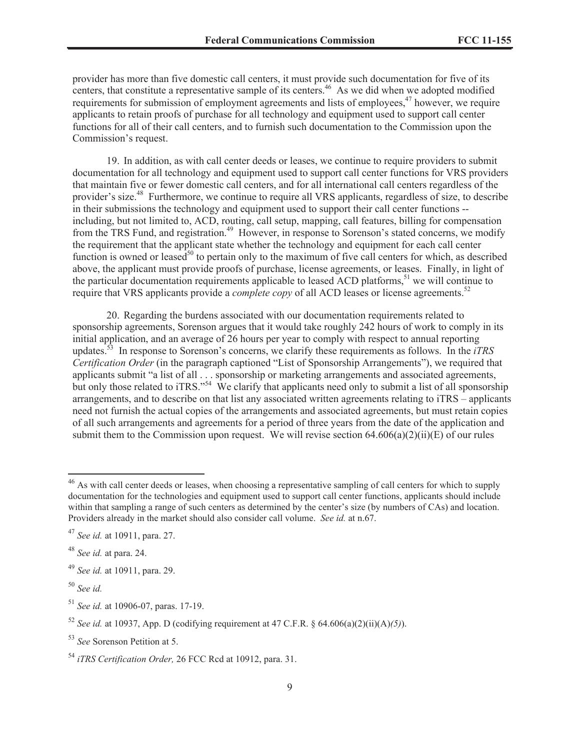provider has more than five domestic call centers, it must provide such documentation for five of its centers, that constitute a representative sample of its centers.[46] As we did when we adopted modified requirements for submission of employment agreements and lists of employees,[47] however, we require applicants to retain proofs of purchase for all technology and equipment used to support call center functions for all of their call centers, and to furnish such documentation to the Commission upon the Commission's request.

19. In addition, as with call center deeds or leases, we continue to require providers to submit documentation for all technology and equipment used to support call center functions for VRS providers that maintain five or fewer domestic call centers, and for all international call centers regardless of the provider's size.[48] Furthermore, we continue to require all VRS applicants, regardless of size, to describe in their submissions the technology and equipment used to support their call center functions -- including, but not limited to, ACD, routing, call setup, mapping, call features, billing for compensation from the TRS Fund, and registration.[49] However, in response to Sorenson's stated concerns, we modify the requirement that the applicant state whether the technology and equipment for each call center function is owned or leased[50] to pertain only to the maximum of five call centers for which, as described above, the applicant must provide proofs of purchase, license agreements, or leases. Finally, in light of the particular documentation requirements applicable to leased ACD platforms,[51] we will continue to require that VRS applicants provide a *complete copy* of all ACD leases or license agreements.[52]

20. Regarding the burdens associated with our documentation requirements related to sponsorship agreements, Sorenson argues that it would take roughly 242 hours of work to comply in its initial application, and an average of 26 hours per year to comply with respect to annual reporting updates.[53] In response to Sorenson's concerns, we clarify these requirements as follows. In the *iTRS Certification Order* (in the paragraph captioned "List of Sponsorship Arrangements"), we required that applicants submit "a list of all . . . sponsorship or marketing arrangements and associated agreements, but only those related to iTRS."[54] We clarify that applicants need only to submit a list of all sponsorship arrangements, and to describe on that list any associated written agreements relating to iTRS – applicants need not furnish the actual copies of the arrangements and associated agreements, but must retain copies of all such arrangements and agreements for a period of three years from the date of the application and submit them to the Commission upon request. We will revise section 64.606(a)(2)(ii)(E) of our rules

---

[46] As with call center deeds or leases, when choosing a representative sampling of call centers for which to supply documentation for the technologies and equipment used to support call center functions, applicants should include within that sampling a range of such centers as determined by the center's size (by numbers of CAs) and location. Providers already in the market should also consider call volume. *See id.* at n.67.

[47] *See id.* at 10911, para. 27.

[48] *See id.* at para. 24.

[49] *See id.* at 10911, para. 29.

[50] *See id.*

[51] *See id.* at 10906-07, paras. 17-19.

[52] *See id.* at 10937, App. D (codifying requirement at 47 C.F.R. § 64.606(a)(2)(ii)(A)*(5)*).

[53] *See* Sorenson Petition at 5.

[54] *iTRS Certification Order,* 26 FCC Rcd at 10912, para. 31.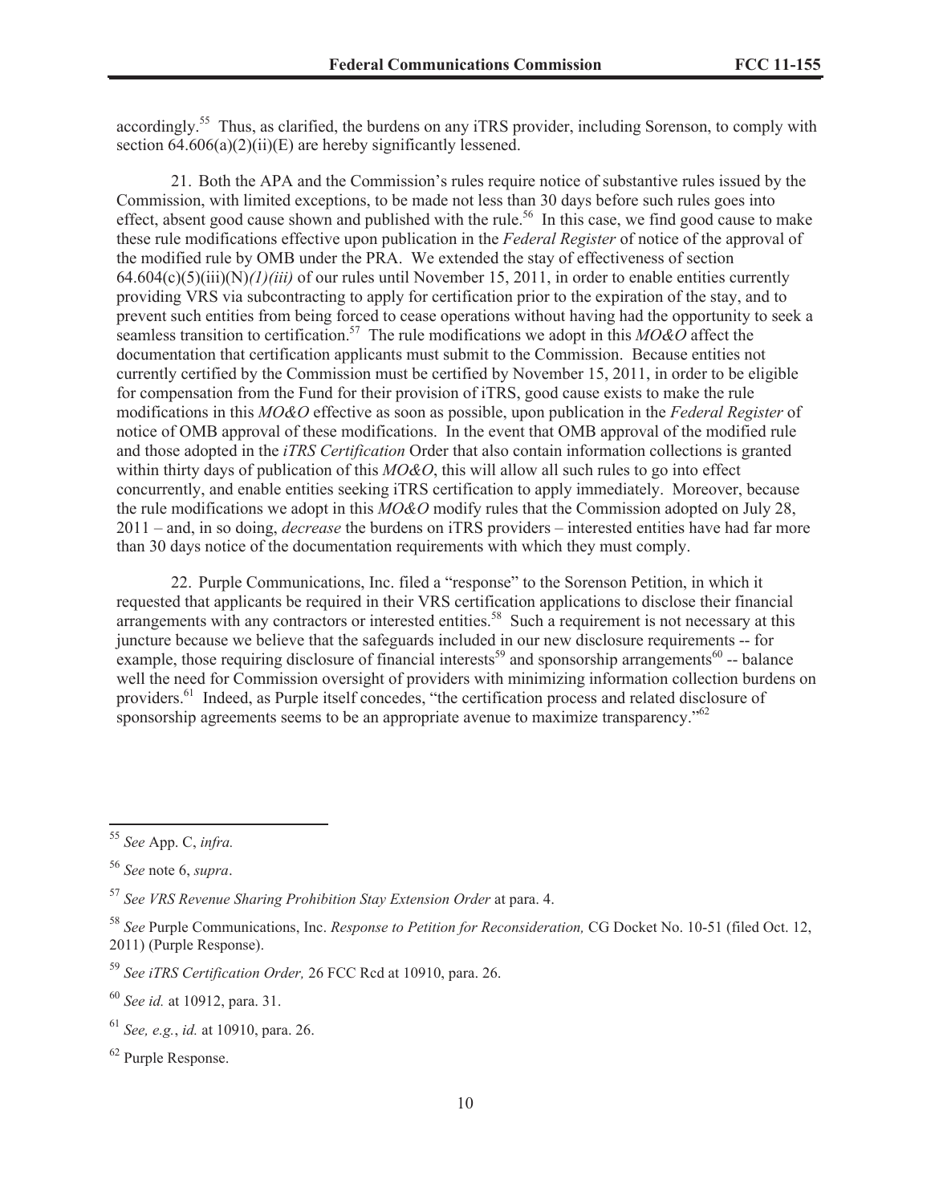accordingly.[55] Thus, as clarified, the burdens on any iTRS provider, including Sorenson, to comply with section 64.606(a)(2)(ii)(E) are hereby significantly lessened.

21. Both the APA and the Commission's rules require notice of substantive rules issued by the Commission, with limited exceptions, to be made not less than 30 days before such rules goes into effect, absent good cause shown and published with the rule.[56] In this case, we find good cause to make these rule modifications effective upon publication in the *Federal Register* of notice of the approval of the modified rule by OMB under the PRA. We extended the stay of effectiveness of section 64.604(c)(5)(iii)(N)*(1)(iii)* of our rules until November 15, 2011, in order to enable entities currently providing VRS via subcontracting to apply for certification prior to the expiration of the stay, and to prevent such entities from being forced to cease operations without having had the opportunity to seek a seamless transition to certification.[57] The rule modifications we adopt in this *MO&O* affect the documentation that certification applicants must submit to the Commission. Because entities not currently certified by the Commission must be certified by November 15, 2011, in order to be eligible for compensation from the Fund for their provision of iTRS, good cause exists to make the rule modifications in this *MO&O* effective as soon as possible, upon publication in the *Federal Register* of notice of OMB approval of these modifications. In the event that OMB approval of the modified rule and those adopted in the *iTRS Certification* Order that also contain information collections is granted within thirty days of publication of this *MO&O*, this will allow all such rules to go into effect concurrently, and enable entities seeking iTRS certification to apply immediately. Moreover, because the rule modifications we adopt in this *MO&O* modify rules that the Commission adopted on July 28, 2011 – and, in so doing, *decrease* the burdens on iTRS providers – interested entities have had far more than 30 days notice of the documentation requirements with which they must comply.

22. Purple Communications, Inc. filed a "response" to the Sorenson Petition, in which it requested that applicants be required in their VRS certification applications to disclose their financial arrangements with any contractors or interested entities.[58] Such a requirement is not necessary at this juncture because we believe that the safeguards included in our new disclosure requirements -- for example, those requiring disclosure of financial interests[59] and sponsorship arrangements[60] -- balance well the need for Commission oversight of providers with minimizing information collection burdens on providers.[61] Indeed, as Purple itself concedes, "the certification process and related disclosure of sponsorship agreements seems to be an appropriate avenue to maximize transparency."[62]

---

[55] *See* App. C, *infra.*

[56] *See* note 6, *supra*.

[57] *See VRS Revenue Sharing Prohibition Stay Extension Order* at para. 4.

[58] *See* Purple Communications, Inc. *Response to Petition for Reconsideration,* CG Docket No. 10-51 (filed Oct. 12, 2011) (Purple Response).

[59] *See iTRS Certification Order,* 26 FCC Rcd at 10910, para. 26.

[60] *See id.* at 10912, para. 31.

[61] *See, e.g.*, *id.* at 10910, para. 26.

[62] Purple Response.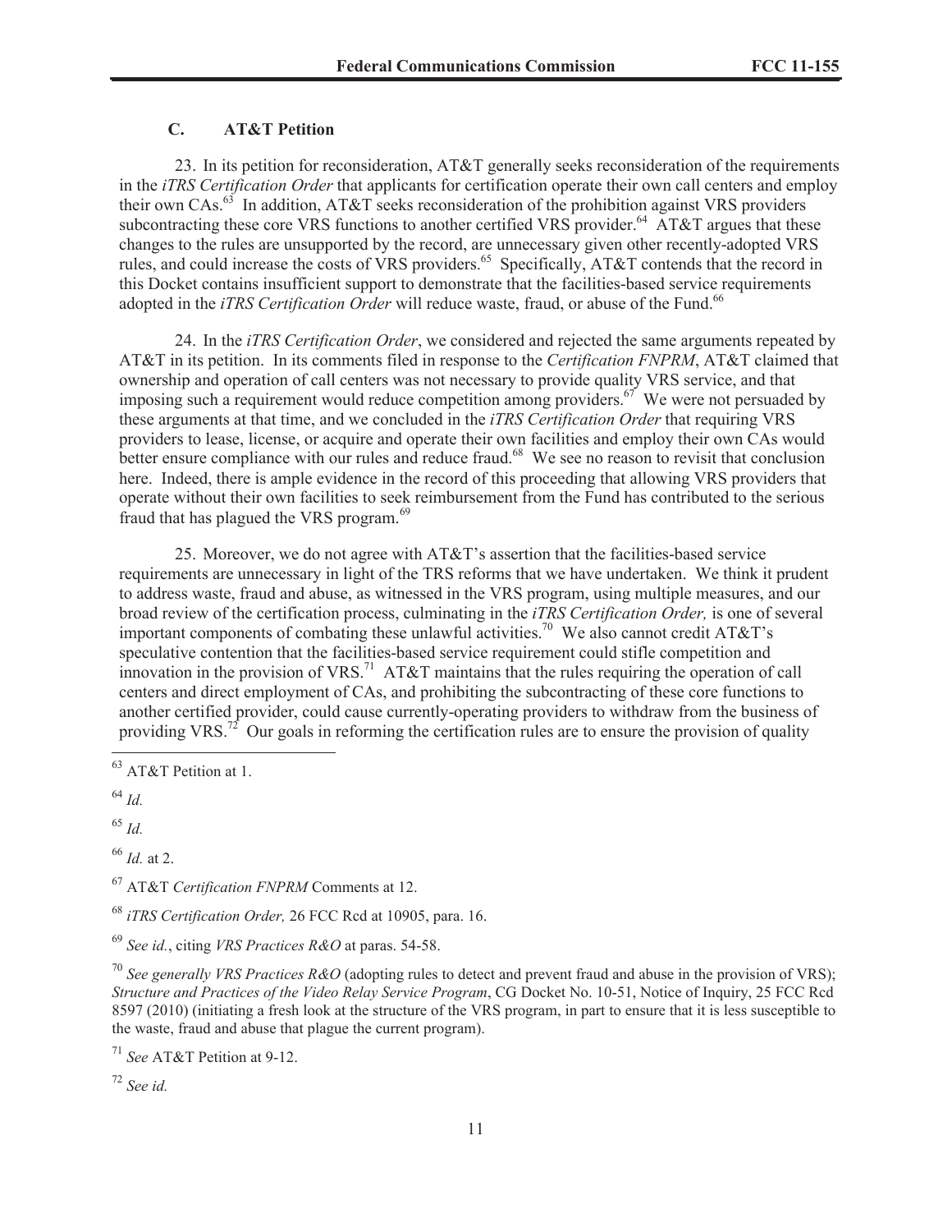### C. AT&T Petition

23. In its petition for reconsideration, AT&T generally seeks reconsideration of the requirements in the *iTRS Certification Order* that applicants for certification operate their own call centers and employ their own CAs.[63] In addition, AT&T seeks reconsideration of the prohibition against VRS providers subcontracting these core VRS functions to another certified VRS provider.[64] AT&T argues that these changes to the rules are unsupported by the record, are unnecessary given other recently-adopted VRS rules, and could increase the costs of VRS providers.[65] Specifically, AT&T contends that the record in this Docket contains insufficient support to demonstrate that the facilities-based service requirements adopted in the *iTRS Certification Order* will reduce waste, fraud, or abuse of the Fund.[66]

24. In the *iTRS Certification Order*, we considered and rejected the same arguments repeated by AT&T in its petition. In its comments filed in response to the *Certification FNPRM*, AT&T claimed that ownership and operation of call centers was not necessary to provide quality VRS service, and that imposing such a requirement would reduce competition among providers.[67] We were not persuaded by these arguments at that time, and we concluded in the *iTRS Certification Order* that requiring VRS providers to lease, license, or acquire and operate their own facilities and employ their own CAs would better ensure compliance with our rules and reduce fraud.[68] We see no reason to revisit that conclusion here. Indeed, there is ample evidence in the record of this proceeding that allowing VRS providers that operate without their own facilities to seek reimbursement from the Fund has contributed to the serious fraud that has plagued the VRS program.[69]

25. Moreover, we do not agree with AT&T's assertion that the facilities-based service requirements are unnecessary in light of the TRS reforms that we have undertaken. We think it prudent to address waste, fraud and abuse, as witnessed in the VRS program, using multiple measures, and our broad review of the certification process, culminating in the *iTRS Certification Order,* is one of several important components of combating these unlawful activities.[70] We also cannot credit AT&T's speculative contention that the facilities-based service requirement could stifle competition and innovation in the provision of VRS.[71] AT&T maintains that the rules requiring the operation of call centers and direct employment of CAs, and prohibiting the subcontracting of these core functions to another certified provider, could cause currently-operating providers to withdraw from the business of providing VRS.[72] Our goals in reforming the certification rules are to ensure the provision of quality

---

[63] AT&T Petition at 1.

[64] *Id.*

[65] *Id.*

[66] *Id.* at 2.

[67] AT&T *Certification FNPRM* Comments at 12.

[68] *iTRS Certification Order,* 26 FCC Rcd at 10905, para. 16.

[69] *See id.*, citing *VRS Practices R&O* at paras. 54-58.

[70] *See generally VRS Practices R&O* (adopting rules to detect and prevent fraud and abuse in the provision of VRS); *Structure and Practices of the Video Relay Service Program*, CG Docket No. 10-51, Notice of Inquiry, 25 FCC Rcd 8597 (2010) (initiating a fresh look at the structure of the VRS program, in part to ensure that it is less susceptible to the waste, fraud and abuse that plague the current program).

[71] *See* AT&T Petition at 9-12.

[72] *See id.*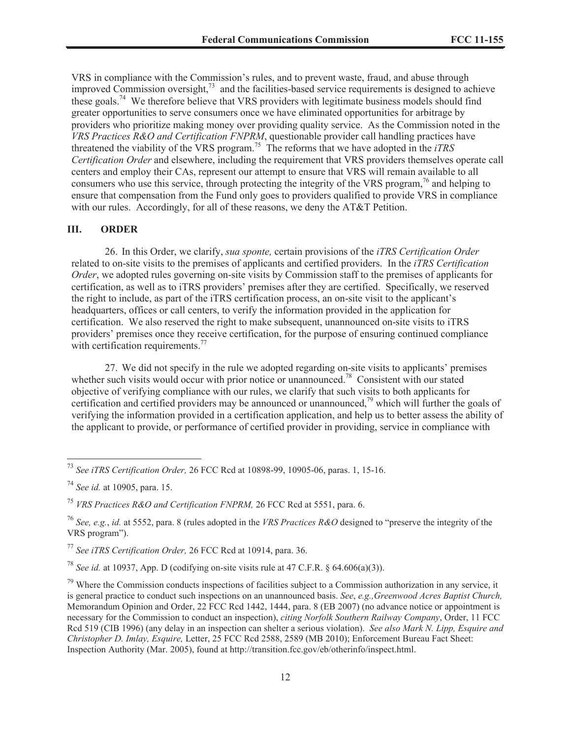VRS in compliance with the Commission's rules, and to prevent waste, fraud, and abuse through improved Commission oversight,[73] and the facilities-based service requirements is designed to achieve these goals.[74] We therefore believe that VRS providers with legitimate business models should find greater opportunities to serve consumers once we have eliminated opportunities for arbitrage by providers who prioritize making money over providing quality service. As the Commission noted in the *VRS Practices R&O and Certification FNPRM*, questionable provider call handling practices have threatened the viability of the VRS program.[75] The reforms that we have adopted in the *iTRS Certification Order* and elsewhere, including the requirement that VRS providers themselves operate call centers and employ their CAs, represent our attempt to ensure that VRS will remain available to all consumers who use this service, through protecting the integrity of the VRS program,[76] and helping to ensure that compensation from the Fund only goes to providers qualified to provide VRS in compliance with our rules. Accordingly, for all of these reasons, we deny the AT&T Petition.

## III. ORDER

26. In this Order, we clarify, *sua sponte,* certain provisions of the *iTRS Certification Order* related to on-site visits to the premises of applicants and certified providers. In the *iTRS Certification Order*, we adopted rules governing on-site visits by Commission staff to the premises of applicants for certification, as well as to iTRS providers' premises after they are certified. Specifically, we reserved the right to include, as part of the iTRS certification process, an on-site visit to the applicant's headquarters, offices or call centers, to verify the information provided in the application for certification. We also reserved the right to make subsequent, unannounced on-site visits to iTRS providers' premises once they receive certification, for the purpose of ensuring continued compliance with certification requirements.[77]

27. We did not specify in the rule we adopted regarding on-site visits to applicants' premises whether such visits would occur with prior notice or unannounced.[78] Consistent with our stated objective of verifying compliance with our rules, we clarify that such visits to both applicants for certification and certified providers may be announced or unannounced,[79] which will further the goals of verifying the information provided in a certification application, and help us to better assess the ability of the applicant to provide, or performance of certified provider in providing, service in compliance with

---

[73] *See iTRS Certification Order,* 26 FCC Rcd at 10898-99, 10905-06, paras. 1, 15-16.

[74] *See id.* at 10905, para. 15.

[75] *VRS Practices R&O and Certification FNPRM,* 26 FCC Rcd at 5551, para. 6.

[76] *See, e.g.*, *id.* at 5552, para. 8 (rules adopted in the *VRS Practices R&O* designed to "preserve the integrity of the VRS program").

[77] *See iTRS Certification Order,* 26 FCC Rcd at 10914, para. 36.

[78] *See id.* at 10937, App. D (codifying on-site visits rule at 47 C.F.R. § 64.606(a)(3)).

[79] Where the Commission conducts inspections of facilities subject to a Commission authorization in any service, it is general practice to conduct such inspections on an unannounced basis. *See*, *e.g.,Greenwood Acres Baptist Church,* Memorandum Opinion and Order, 22 FCC Rcd 1442, 1444, para. 8 (EB 2007) (no advance notice or appointment is necessary for the Commission to conduct an inspection), *citing Norfolk Southern Railway Company*, Order, 11 FCC Rcd 519 (CIB 1996) (any delay in an inspection can shelter a serious violation). *See also Mark N. Lipp, Esquire and Christopher D. Imlay, Esquire,* Letter, 25 FCC Rcd 2588, 2589 (MB 2010); Enforcement Bureau Fact Sheet: Inspection Authority (Mar. 2005), found at http://transition.fcc.gov/eb/otherinfo/inspect.html.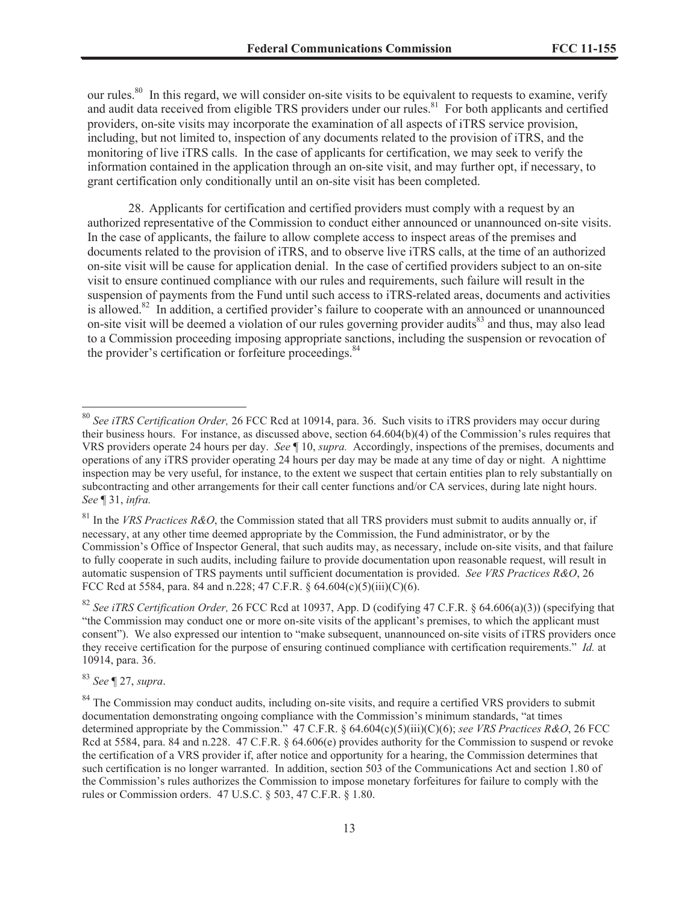our rules.[80] In this regard, we will consider on-site visits to be equivalent to requests to examine, verify and audit data received from eligible TRS providers under our rules.[81] For both applicants and certified providers, on-site visits may incorporate the examination of all aspects of iTRS service provision, including, but not limited to, inspection of any documents related to the provision of iTRS, and the monitoring of live iTRS calls. In the case of applicants for certification, we may seek to verify the information contained in the application through an on-site visit, and may further opt, if necessary, to grant certification only conditionally until an on-site visit has been completed.

28. Applicants for certification and certified providers must comply with a request by an authorized representative of the Commission to conduct either announced or unannounced on-site visits. In the case of applicants, the failure to allow complete access to inspect areas of the premises and documents related to the provision of iTRS, and to observe live iTRS calls, at the time of an authorized on-site visit will be cause for application denial. In the case of certified providers subject to an on-site visit to ensure continued compliance with our rules and requirements, such failure will result in the suspension of payments from the Fund until such access to iTRS-related areas, documents and activities is allowed.[82] In addition, a certified provider's failure to cooperate with an announced or unannounced on-site visit will be deemed a violation of our rules governing provider audits[83] and thus, may also lead to a Commission proceeding imposing appropriate sanctions, including the suspension or revocation of the provider's certification or forfeiture proceedings.[84]

---

[80] *See iTRS Certification Order,* 26 FCC Rcd at 10914, para. 36. Such visits to iTRS providers may occur during their business hours. For instance, as discussed above, section 64.604(b)(4) of the Commission's rules requires that VRS providers operate 24 hours per day. *See* ¶ 10, *supra.* Accordingly, inspections of the premises, documents and operations of any iTRS provider operating 24 hours per day may be made at any time of day or night. A nighttime inspection may be very useful, for instance, to the extent we suspect that certain entities plan to rely substantially on subcontracting and other arrangements for their call center functions and/or CA services, during late night hours. *See* ¶ 31, *infra.*

[81] In the *VRS Practices R&O*, the Commission stated that all TRS providers must submit to audits annually or, if necessary, at any other time deemed appropriate by the Commission, the Fund administrator, or by the Commission's Office of Inspector General, that such audits may, as necessary, include on-site visits, and that failure to fully cooperate in such audits, including failure to provide documentation upon reasonable request, will result in automatic suspension of TRS payments until sufficient documentation is provided. *See VRS Practices R&O*, 26 FCC Rcd at 5584, para. 84 and n.228; 47 C.F.R. § 64.604(c)(5)(iii)(C)(6).

[82] *See iTRS Certification Order,* 26 FCC Rcd at 10937, App. D (codifying 47 C.F.R. § 64.606(a)(3)) (specifying that "the Commission may conduct one or more on-site visits of the applicant's premises, to which the applicant must consent"). We also expressed our intention to "make subsequent, unannounced on-site visits of iTRS providers once they receive certification for the purpose of ensuring continued compliance with certification requirements." *Id.* at 10914, para. 36.

[83] *See* ¶ 27, *supra*.

[84] The Commission may conduct audits, including on-site visits, and require a certified VRS providers to submit documentation demonstrating ongoing compliance with the Commission's minimum standards, "at times determined appropriate by the Commission." 47 C.F.R. § 64.604(c)(5)(iii)(C)(6); *see VRS Practices R&O*, 26 FCC Rcd at 5584, para. 84 and n.228. 47 C.F.R. § 64.606(e) provides authority for the Commission to suspend or revoke the certification of a VRS provider if, after notice and opportunity for a hearing, the Commission determines that such certification is no longer warranted. In addition, section 503 of the Communications Act and section 1.80 of the Commission's rules authorizes the Commission to impose monetary forfeitures for failure to comply with the rules or Commission orders. 47 U.S.C. § 503, 47 C.F.R. § 1.80.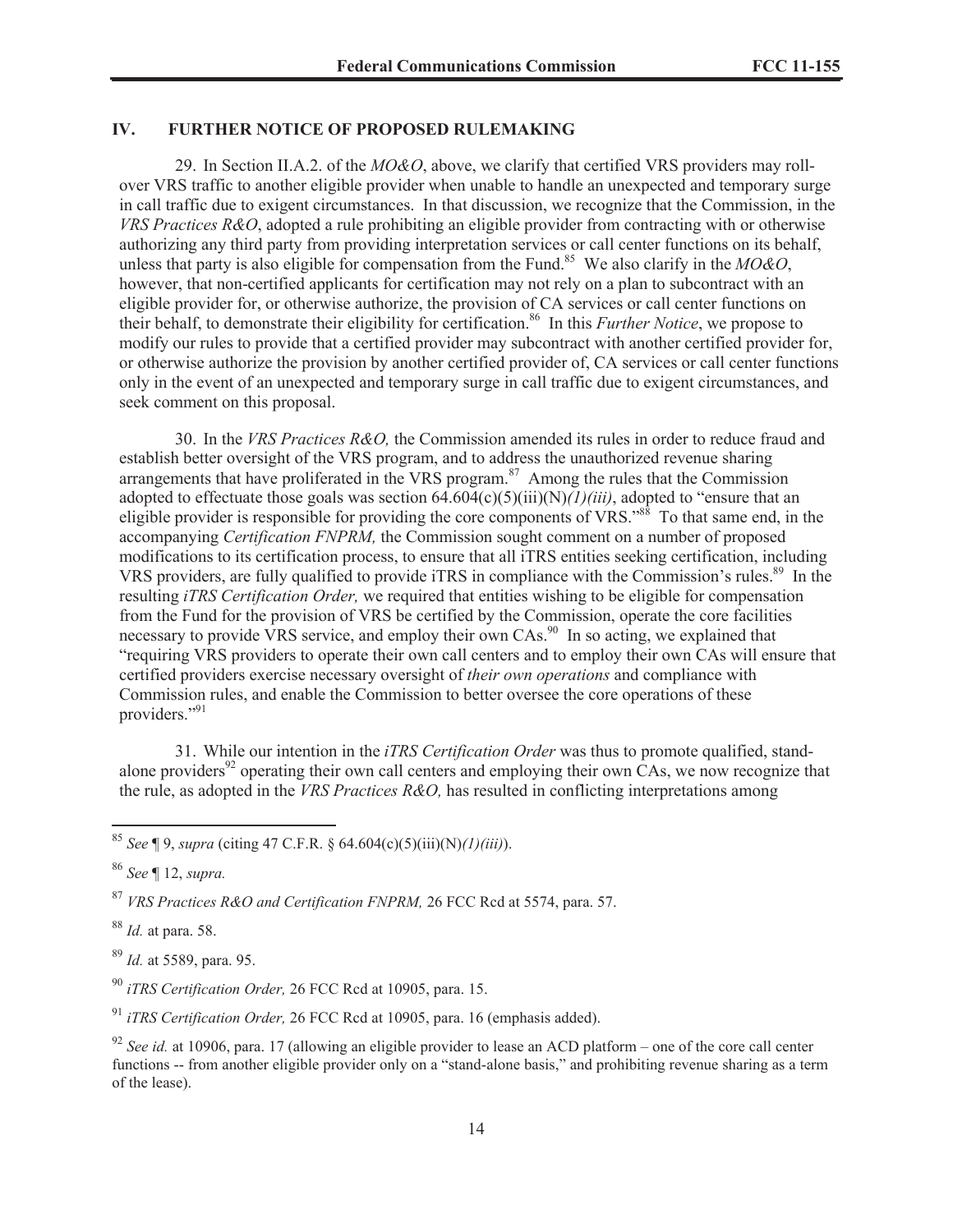## IV. FURTHER NOTICE OF PROPOSED RULEMAKING

29. In Section II.A.2. of the *MO&O*, above, we clarify that certified VRS providers may roll-over VRS traffic to another eligible provider when unable to handle an unexpected and temporary surge in call traffic due to exigent circumstances. In that discussion, we recognize that the Commission, in the *VRS Practices R&O*, adopted a rule prohibiting an eligible provider from contracting with or otherwise authorizing any third party from providing interpretation services or call center functions on its behalf, unless that party is also eligible for compensation from the Fund.[85] We also clarify in the *MO&O*, however, that non-certified applicants for certification may not rely on a plan to subcontract with an eligible provider for, or otherwise authorize, the provision of CA services or call center functions on their behalf, to demonstrate their eligibility for certification.[86] In this *Further Notice*, we propose to modify our rules to provide that a certified provider may subcontract with another certified provider for, or otherwise authorize the provision by another certified provider of, CA services or call center functions only in the event of an unexpected and temporary surge in call traffic due to exigent circumstances, and seek comment on this proposal.

30. In the *VRS Practices R&O,* the Commission amended its rules in order to reduce fraud and establish better oversight of the VRS program, and to address the unauthorized revenue sharing arrangements that have proliferated in the VRS program.[87] Among the rules that the Commission adopted to effectuate those goals was section 64.604(c)(5)(iii)(N)*(1)(iii)*, adopted to "ensure that an eligible provider is responsible for providing the core components of VRS."[88] To that same end, in the accompanying *Certification FNPRM,* the Commission sought comment on a number of proposed modifications to its certification process, to ensure that all iTRS entities seeking certification, including VRS providers, are fully qualified to provide iTRS in compliance with the Commission's rules.[89] In the resulting *iTRS Certification Order,* we required that entities wishing to be eligible for compensation from the Fund for the provision of VRS be certified by the Commission, operate the core facilities necessary to provide VRS service, and employ their own CAs.[90] In so acting, we explained that "requiring VRS providers to operate their own call centers and to employ their own CAs will ensure that certified providers exercise necessary oversight of *their own operations* and compliance with Commission rules, and enable the Commission to better oversee the core operations of these providers."[91]

31. While our intention in the *iTRS Certification Order* was thus to promote qualified, stand-alone providers[92] operating their own call centers and employing their own CAs, we now recognize that the rule, as adopted in the *VRS Practices R&O,* has resulted in conflicting interpretations among

---

[85] *See* ¶ 9, *supra* (citing 47 C.F.R. § 64.604(c)(5)(iii)(N)*(1)(iii)*).

[86] *See* ¶ 12, *supra.*

[87] *VRS Practices R&O and Certification FNPRM,* 26 FCC Rcd at 5574, para. 57.

[88] *Id.* at para. 58.

[89] *Id.* at 5589, para. 95.

[90] *iTRS Certification Order,* 26 FCC Rcd at 10905, para. 15.

[91] *iTRS Certification Order,* 26 FCC Rcd at 10905, para. 16 (emphasis added).

[92] *See id.* at 10906, para. 17 (allowing an eligible provider to lease an ACD platform – one of the core call center functions -- from another eligible provider only on a "stand-alone basis," and prohibiting revenue sharing as a term of the lease).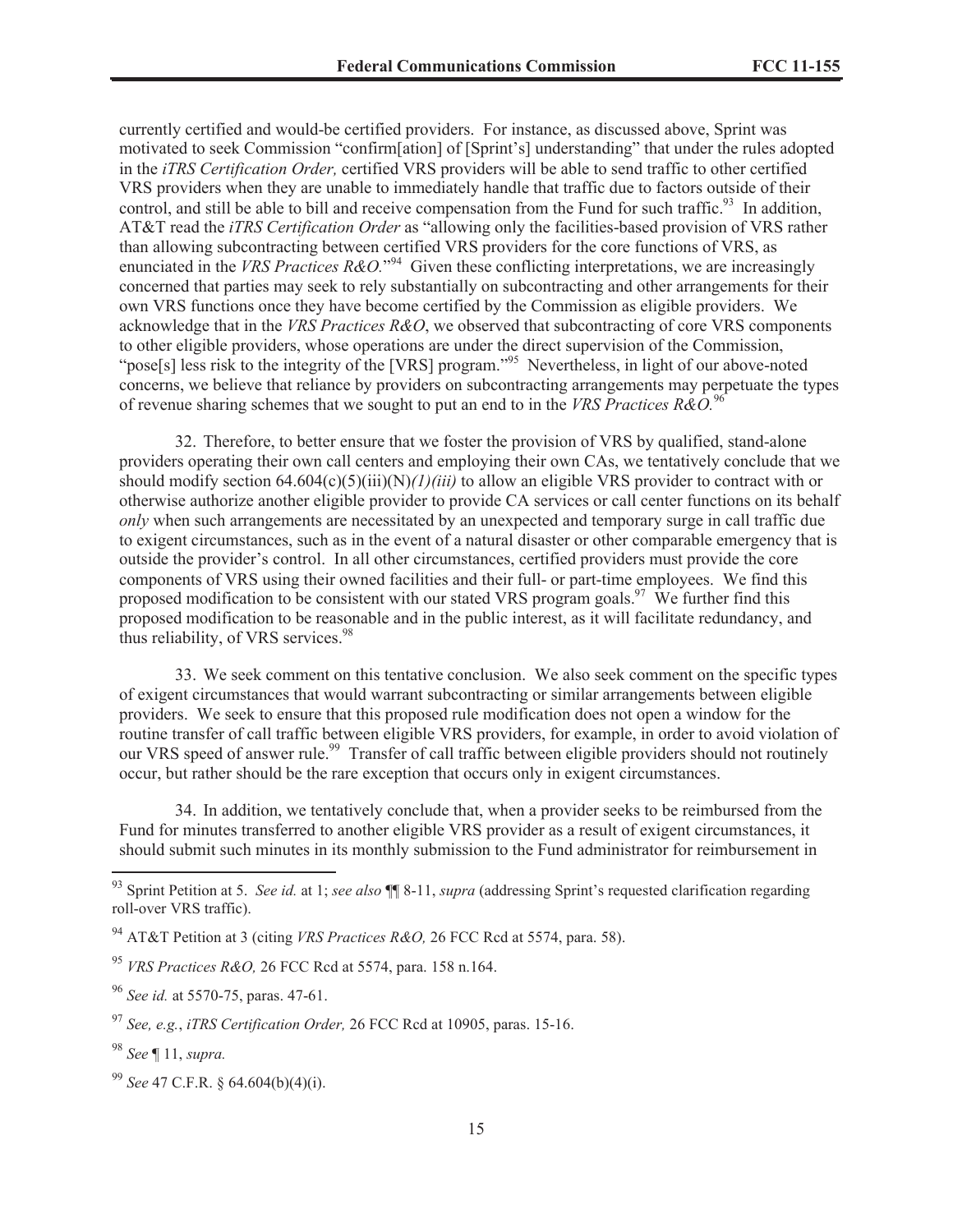currently certified and would-be certified providers. For instance, as discussed above, Sprint was motivated to seek Commission "confirm[ation] of [Sprint's] understanding" that under the rules adopted in the *iTRS Certification Order,* certified VRS providers will be able to send traffic to other certified VRS providers when they are unable to immediately handle that traffic due to factors outside of their control, and still be able to bill and receive compensation from the Fund for such traffic.[93] In addition, AT&T read the *iTRS Certification Order* as "allowing only the facilities-based provision of VRS rather than allowing subcontracting between certified VRS providers for the core functions of VRS, as enunciated in the *VRS Practices R&O.*"[94] Given these conflicting interpretations, we are increasingly concerned that parties may seek to rely substantially on subcontracting and other arrangements for their own VRS functions once they have become certified by the Commission as eligible providers. We acknowledge that in the *VRS Practices R&O*, we observed that subcontracting of core VRS components to other eligible providers, whose operations are under the direct supervision of the Commission, "pose[s] less risk to the integrity of the [VRS] program."[95] Nevertheless, in light of our above-noted concerns, we believe that reliance by providers on subcontracting arrangements may perpetuate the types of revenue sharing schemes that we sought to put an end to in the *VRS Practices R&O.*[96]

32. Therefore, to better ensure that we foster the provision of VRS by qualified, stand-alone providers operating their own call centers and employing their own CAs, we tentatively conclude that we should modify section 64.604(c)(5)(iii)(N)*(1)(iii)* to allow an eligible VRS provider to contract with or otherwise authorize another eligible provider to provide CA services or call center functions on its behalf *only* when such arrangements are necessitated by an unexpected and temporary surge in call traffic due to exigent circumstances, such as in the event of a natural disaster or other comparable emergency that is outside the provider's control. In all other circumstances, certified providers must provide the core components of VRS using their owned facilities and their full- or part-time employees. We find this proposed modification to be consistent with our stated VRS program goals.[97] We further find this proposed modification to be reasonable and in the public interest, as it will facilitate redundancy, and thus reliability, of VRS services.[98]

33. We seek comment on this tentative conclusion. We also seek comment on the specific types of exigent circumstances that would warrant subcontracting or similar arrangements between eligible providers. We seek to ensure that this proposed rule modification does not open a window for the routine transfer of call traffic between eligible VRS providers, for example, in order to avoid violation of our VRS speed of answer rule.[99] Transfer of call traffic between eligible providers should not routinely occur, but rather should be the rare exception that occurs only in exigent circumstances.

34. In addition, we tentatively conclude that, when a provider seeks to be reimbursed from the Fund for minutes transferred to another eligible VRS provider as a result of exigent circumstances, it should submit such minutes in its monthly submission to the Fund administrator for reimbursement in

---

[93] Sprint Petition at 5. *See id.* at 1; *see also* ¶¶ 8-11, *supra* (addressing Sprint's requested clarification regarding roll-over VRS traffic).

[94] AT&T Petition at 3 (citing *VRS Practices R&O,* 26 FCC Rcd at 5574, para. 58).

[95] *VRS Practices R&O,* 26 FCC Rcd at 5574, para. 158 n.164.

[96] *See id.* at 5570-75, paras. 47-61.

[97] *See, e.g.*, *iTRS Certification Order,* 26 FCC Rcd at 10905, paras. 15-16.

[98] *See* ¶ 11, *supra.*

[99] *See* 47 C.F.R. § 64.604(b)(4)(i).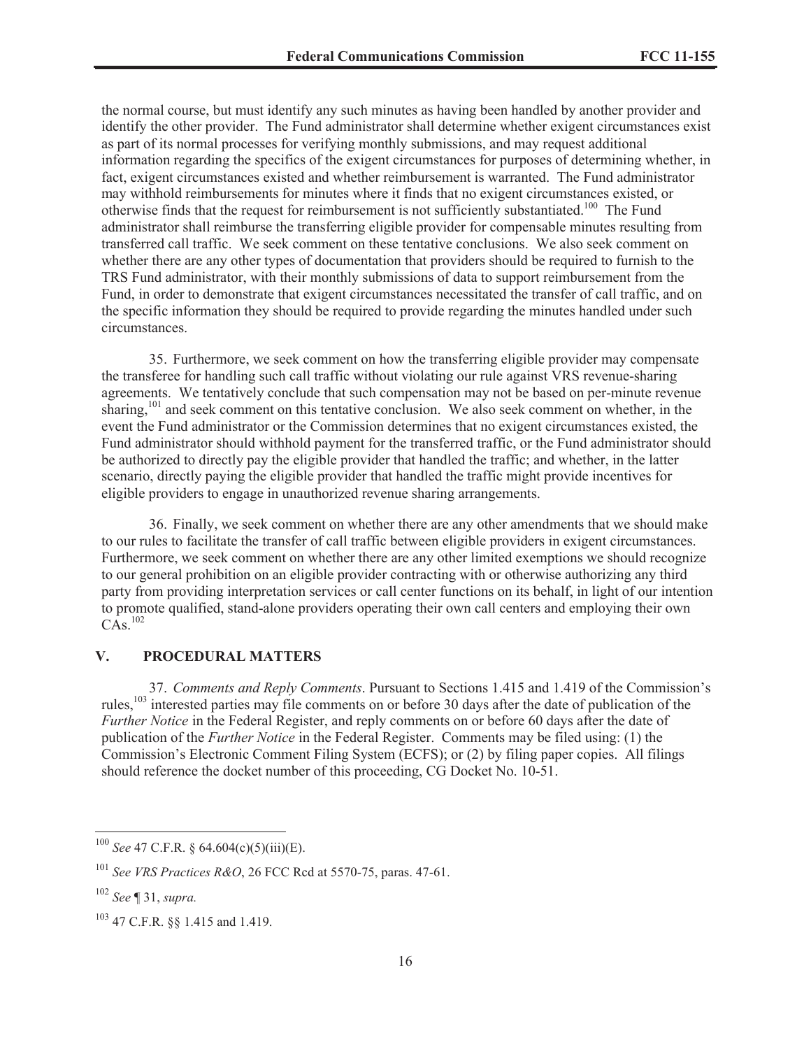the normal course, but must identify any such minutes as having been handled by another provider and identify the other provider. The Fund administrator shall determine whether exigent circumstances exist as part of its normal processes for verifying monthly submissions, and may request additional information regarding the specifics of the exigent circumstances for purposes of determining whether, in fact, exigent circumstances existed and whether reimbursement is warranted. The Fund administrator may withhold reimbursements for minutes where it finds that no exigent circumstances existed, or otherwise finds that the request for reimbursement is not sufficiently substantiated.[100] The Fund administrator shall reimburse the transferring eligible provider for compensable minutes resulting from transferred call traffic. We seek comment on these tentative conclusions. We also seek comment on whether there are any other types of documentation that providers should be required to furnish to the TRS Fund administrator, with their monthly submissions of data to support reimbursement from the Fund, in order to demonstrate that exigent circumstances necessitated the transfer of call traffic, and on the specific information they should be required to provide regarding the minutes handled under such circumstances.

35. Furthermore, we seek comment on how the transferring eligible provider may compensate the transferee for handling such call traffic without violating our rule against VRS revenue-sharing agreements. We tentatively conclude that such compensation may not be based on per-minute revenue sharing,[101] and seek comment on this tentative conclusion. We also seek comment on whether, in the event the Fund administrator or the Commission determines that no exigent circumstances existed, the Fund administrator should withhold payment for the transferred traffic, or the Fund administrator should be authorized to directly pay the eligible provider that handled the traffic; and whether, in the latter scenario, directly paying the eligible provider that handled the traffic might provide incentives for eligible providers to engage in unauthorized revenue sharing arrangements.

36. Finally, we seek comment on whether there are any other amendments that we should make to our rules to facilitate the transfer of call traffic between eligible providers in exigent circumstances. Furthermore, we seek comment on whether there are any other limited exemptions we should recognize to our general prohibition on an eligible provider contracting with or otherwise authorizing any third party from providing interpretation services or call center functions on its behalf, in light of our intention to promote qualified, stand-alone providers operating their own call centers and employing their own CAs.[102]

## V. PROCEDURAL MATTERS

37. *Comments and Reply Comments*. Pursuant to Sections 1.415 and 1.419 of the Commission's rules,[103] interested parties may file comments on or before 30 days after the date of publication of the *Further Notice* in the Federal Register, and reply comments on or before 60 days after the date of publication of the *Further Notice* in the Federal Register. Comments may be filed using: (1) the Commission's Electronic Comment Filing System (ECFS); or (2) by filing paper copies. All filings should reference the docket number of this proceeding, CG Docket No. 10-51.

---

[100] *See* 47 C.F.R. § 64.604(c)(5)(iii)(E).

[101] *See VRS Practices R&O*, 26 FCC Rcd at 5570-75, paras. 47-61.

[102] *See* ¶ 31, *supra.*

[103] 47 C.F.R. §§ 1.415 and 1.419.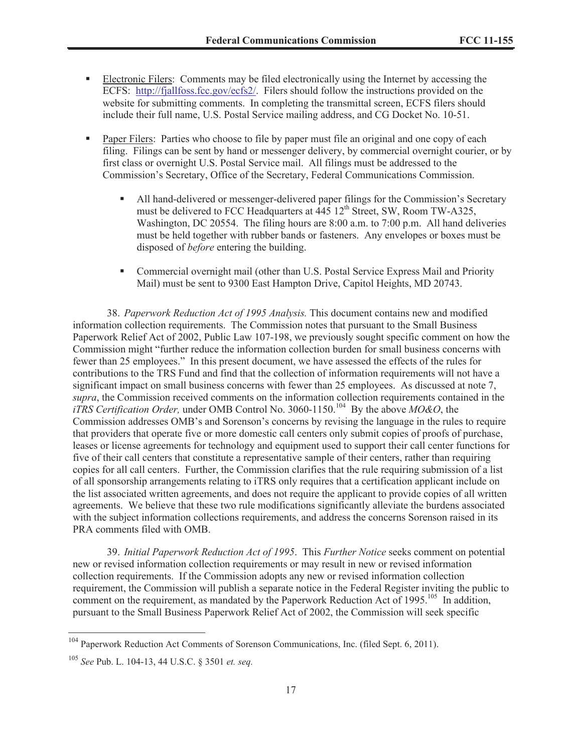- Electronic Filers: Comments may be filed electronically using the Internet by accessing the ECFS: http://fjallfoss.fcc.gov/ecfs2/. Filers should follow the instructions provided on the website for submitting comments. In completing the transmittal screen, ECFS filers should include their full name, U.S. Postal Service mailing address, and CG Docket No. 10-51.

- Paper Filers: Parties who choose to file by paper must file an original and one copy of each filing. Filings can be sent by hand or messenger delivery, by commercial overnight courier, or by first class or overnight U.S. Postal Service mail. All filings must be addressed to the Commission's Secretary, Office of the Secretary, Federal Communications Commission.

  - All hand-delivered or messenger-delivered paper filings for the Commission's Secretary must be delivered to FCC Headquarters at 445 12th Street, SW, Room TW-A325, Washington, DC 20554. The filing hours are 8:00 a.m. to 7:00 p.m. All hand deliveries must be held together with rubber bands or fasteners. Any envelopes or boxes must be disposed of *before* entering the building.

  - Commercial overnight mail (other than U.S. Postal Service Express Mail and Priority Mail) must be sent to 9300 East Hampton Drive, Capitol Heights, MD 20743.

38. *Paperwork Reduction Act of 1995 Analysis.* This document contains new and modified information collection requirements. The Commission notes that pursuant to the Small Business Paperwork Relief Act of 2002, Public Law 107-198, we previously sought specific comment on how the Commission might "further reduce the information collection burden for small business concerns with fewer than 25 employees." In this present document, we have assessed the effects of the rules for contributions to the TRS Fund and find that the collection of information requirements will not have a significant impact on small business concerns with fewer than 25 employees. As discussed at note 7, *supra*, the Commission received comments on the information collection requirements contained in the *iTRS Certification Order,* under OMB Control No. 3060-1150.[104] By the above *MO&O*, the Commission addresses OMB's and Sorenson's concerns by revising the language in the rules to require that providers that operate five or more domestic call centers only submit copies of proofs of purchase, leases or license agreements for technology and equipment used to support their call center functions for five of their call centers that constitute a representative sample of their centers, rather than requiring copies for all call centers. Further, the Commission clarifies that the rule requiring submission of a list of all sponsorship arrangements relating to iTRS only requires that a certification applicant include on the list associated written agreements, and does not require the applicant to provide copies of all written agreements. We believe that these two rule modifications significantly alleviate the burdens associated with the subject information collections requirements, and address the concerns Sorenson raised in its PRA comments filed with OMB.

39. *Initial Paperwork Reduction Act of 1995*. This *Further Notice* seeks comment on potential new or revised information collection requirements or may result in new or revised information collection requirements. If the Commission adopts any new or revised information collection requirement, the Commission will publish a separate notice in the Federal Register inviting the public to comment on the requirement, as mandated by the Paperwork Reduction Act of 1995.[105] In addition, pursuant to the Small Business Paperwork Relief Act of 2002, the Commission will seek specific

---

[104] Paperwork Reduction Act Comments of Sorenson Communications, Inc. (filed Sept. 6, 2011).

[105] *See* Pub. L. 104-13, 44 U.S.C. § 3501 *et. seq.*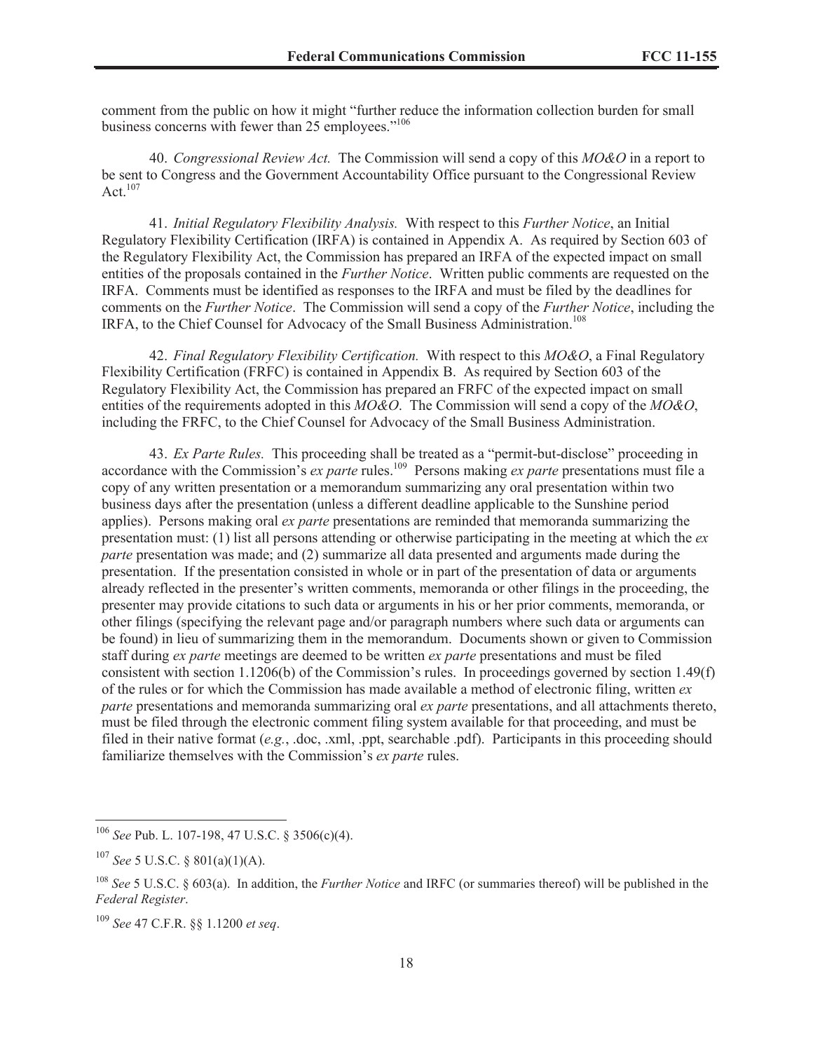comment from the public on how it might "further reduce the information collection burden for small business concerns with fewer than 25 employees."[106]

40. *Congressional Review Act.* The Commission will send a copy of this *MO&O* in a report to be sent to Congress and the Government Accountability Office pursuant to the Congressional Review Act.[107]

41. *Initial Regulatory Flexibility Analysis.* With respect to this *Further Notice*, an Initial Regulatory Flexibility Certification (IRFA) is contained in Appendix A. As required by Section 603 of the Regulatory Flexibility Act, the Commission has prepared an IRFA of the expected impact on small entities of the proposals contained in the *Further Notice*. Written public comments are requested on the IRFA. Comments must be identified as responses to the IRFA and must be filed by the deadlines for comments on the *Further Notice*. The Commission will send a copy of the *Further Notice*, including the IRFA, to the Chief Counsel for Advocacy of the Small Business Administration.[108]

42. *Final Regulatory Flexibility Certification.* With respect to this *MO&O*, a Final Regulatory Flexibility Certification (FRFC) is contained in Appendix B. As required by Section 603 of the Regulatory Flexibility Act, the Commission has prepared an FRFC of the expected impact on small entities of the requirements adopted in this *MO&O*. The Commission will send a copy of the *MO&O*, including the FRFC, to the Chief Counsel for Advocacy of the Small Business Administration.

43. *Ex Parte Rules.* This proceeding shall be treated as a "permit-but-disclose" proceeding in accordance with the Commission's *ex parte* rules.[109] Persons making *ex parte* presentations must file a copy of any written presentation or a memorandum summarizing any oral presentation within two business days after the presentation (unless a different deadline applicable to the Sunshine period applies). Persons making oral *ex parte* presentations are reminded that memoranda summarizing the presentation must: (1) list all persons attending or otherwise participating in the meeting at which the *ex parte* presentation was made; and (2) summarize all data presented and arguments made during the presentation. If the presentation consisted in whole or in part of the presentation of data or arguments already reflected in the presenter's written comments, memoranda or other filings in the proceeding, the presenter may provide citations to such data or arguments in his or her prior comments, memoranda, or other filings (specifying the relevant page and/or paragraph numbers where such data or arguments can be found) in lieu of summarizing them in the memorandum. Documents shown or given to Commission staff during *ex parte* meetings are deemed to be written *ex parte* presentations and must be filed consistent with section 1.1206(b) of the Commission's rules. In proceedings governed by section 1.49(f) of the rules or for which the Commission has made available a method of electronic filing, written *ex parte* presentations and memoranda summarizing oral *ex parte* presentations, and all attachments thereto, must be filed through the electronic comment filing system available for that proceeding, and must be filed in their native format (*e.g.*, .doc, .xml, .ppt, searchable .pdf). Participants in this proceeding should familiarize themselves with the Commission's *ex parte* rules.

---

[106] *See* Pub. L. 107-198, 47 U.S.C. § 3506(c)(4).

[107] *See* 5 U.S.C. § 801(a)(1)(A).

[108] *See* 5 U.S.C. § 603(a). In addition, the *Further Notice* and IRFC (or summaries thereof) will be published in the *Federal Register*.

[109] *See* 47 C.F.R. §§ 1.1200 *et seq*.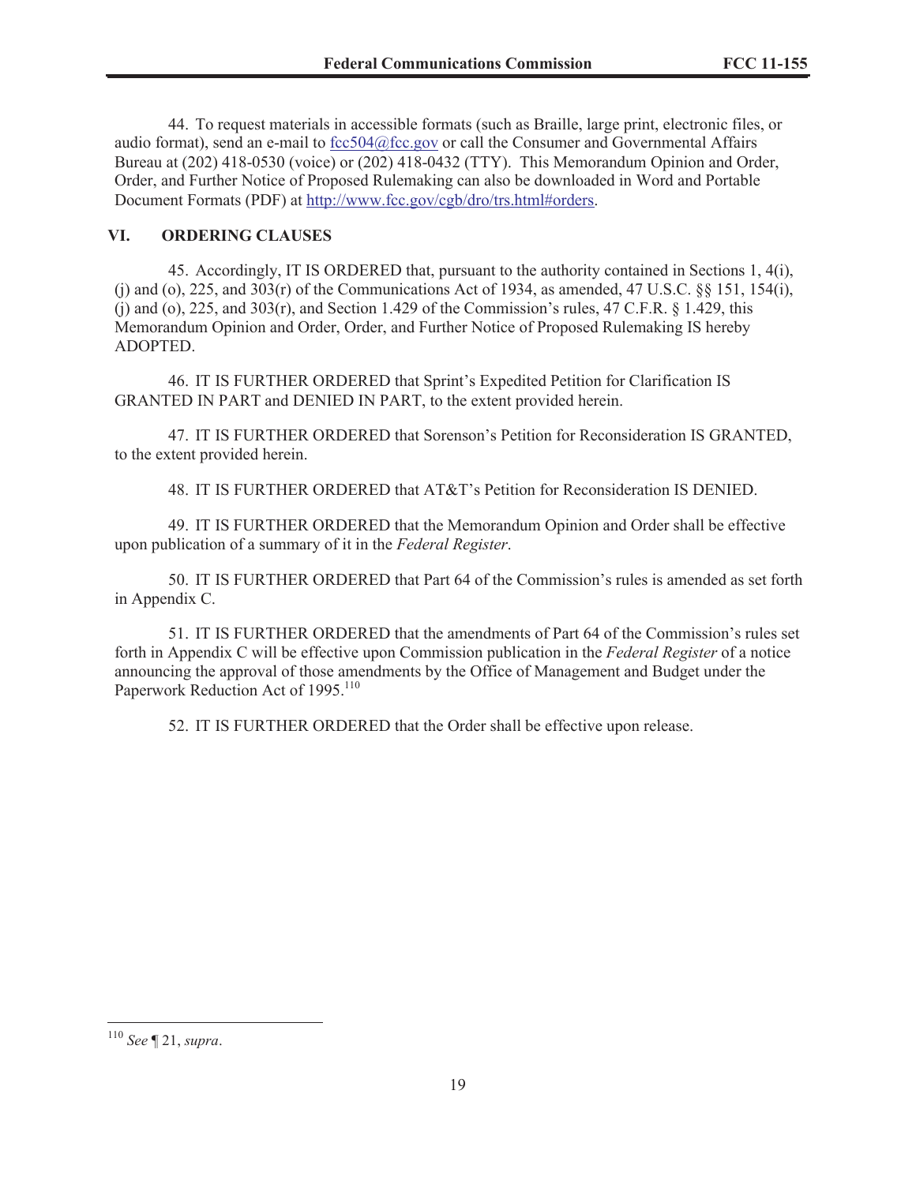44. To request materials in accessible formats (such as Braille, large print, electronic files, or audio format), send an e-mail to fcc504@fcc.gov or call the Consumer and Governmental Affairs Bureau at (202) 418-0530 (voice) or (202) 418-0432 (TTY). This Memorandum Opinion and Order, Order, and Further Notice of Proposed Rulemaking can also be downloaded in Word and Portable Document Formats (PDF) at http://www.fcc.gov/cgb/dro/trs.html#orders.

## VI. ORDERING CLAUSES

45. Accordingly, IT IS ORDERED that, pursuant to the authority contained in Sections 1, 4(i), (j) and (o), 225, and 303(r) of the Communications Act of 1934, as amended, 47 U.S.C. §§ 151, 154(i), (j) and (o), 225, and 303(r), and Section 1.429 of the Commission's rules, 47 C.F.R. § 1.429, this Memorandum Opinion and Order, Order, and Further Notice of Proposed Rulemaking IS hereby ADOPTED.

46. IT IS FURTHER ORDERED that Sprint's Expedited Petition for Clarification IS GRANTED IN PART and DENIED IN PART, to the extent provided herein.

47. IT IS FURTHER ORDERED that Sorenson's Petition for Reconsideration IS GRANTED, to the extent provided herein.

48. IT IS FURTHER ORDERED that AT&T's Petition for Reconsideration IS DENIED.

49. IT IS FURTHER ORDERED that the Memorandum Opinion and Order shall be effective upon publication of a summary of it in the *Federal Register*.

50. IT IS FURTHER ORDERED that Part 64 of the Commission's rules is amended as set forth in Appendix C.

51. IT IS FURTHER ORDERED that the amendments of Part 64 of the Commission's rules set forth in Appendix C will be effective upon Commission publication in the *Federal Register* of a notice announcing the approval of those amendments by the Office of Management and Budget under the Paperwork Reduction Act of 1995.[110]

52. IT IS FURTHER ORDERED that the Order shall be effective upon release.

---

[110] *See* ¶ 21, *supra*.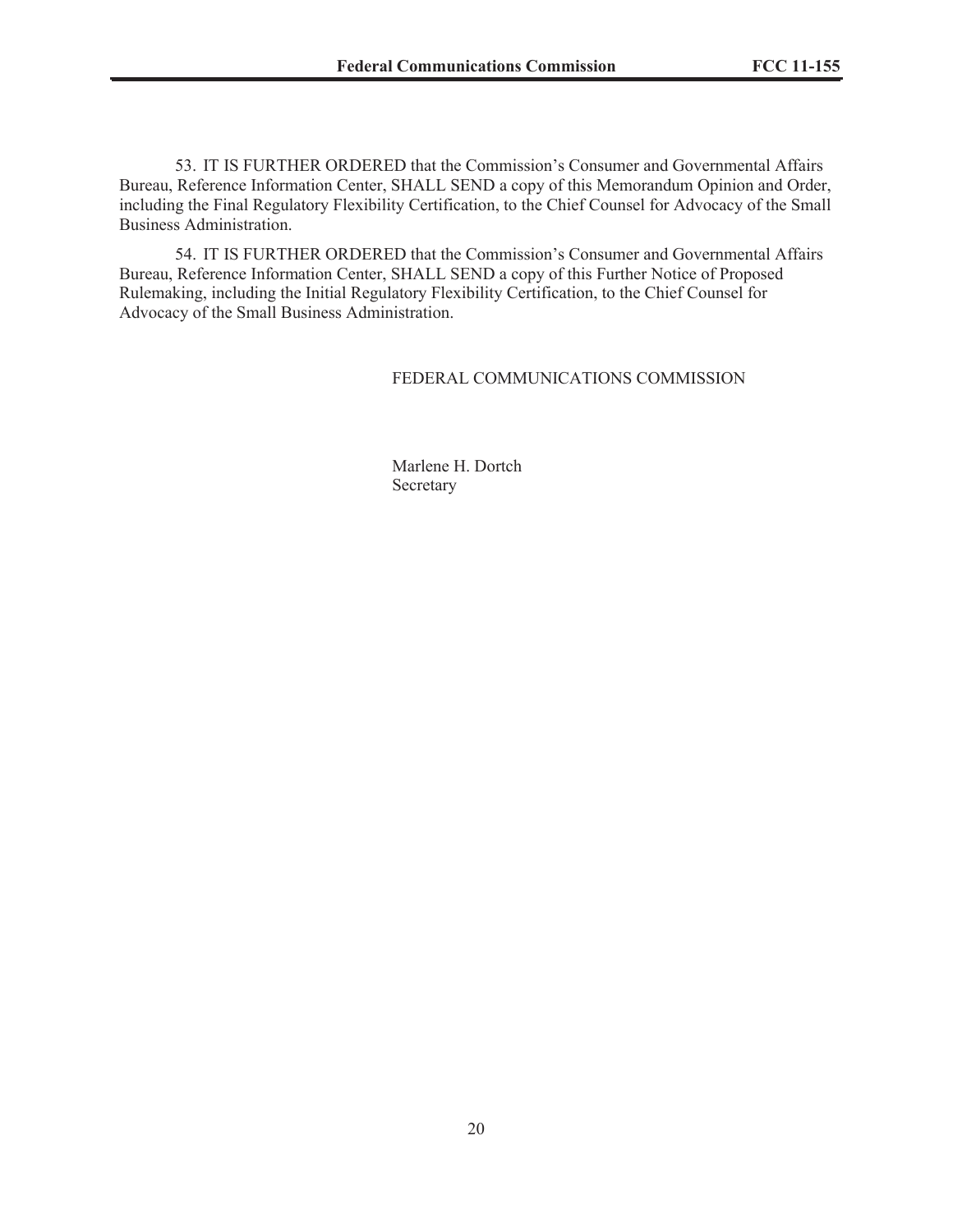53. IT IS FURTHER ORDERED that the Commission's Consumer and Governmental Affairs Bureau, Reference Information Center, SHALL SEND a copy of this Memorandum Opinion and Order, including the Final Regulatory Flexibility Certification, to the Chief Counsel for Advocacy of the Small Business Administration.

54. IT IS FURTHER ORDERED that the Commission's Consumer and Governmental Affairs Bureau, Reference Information Center, SHALL SEND a copy of this Further Notice of Proposed Rulemaking, including the Initial Regulatory Flexibility Certification, to the Chief Counsel for Advocacy of the Small Business Administration.

FEDERAL COMMUNICATIONS COMMISSION

Marlene H. Dortch  
Secretary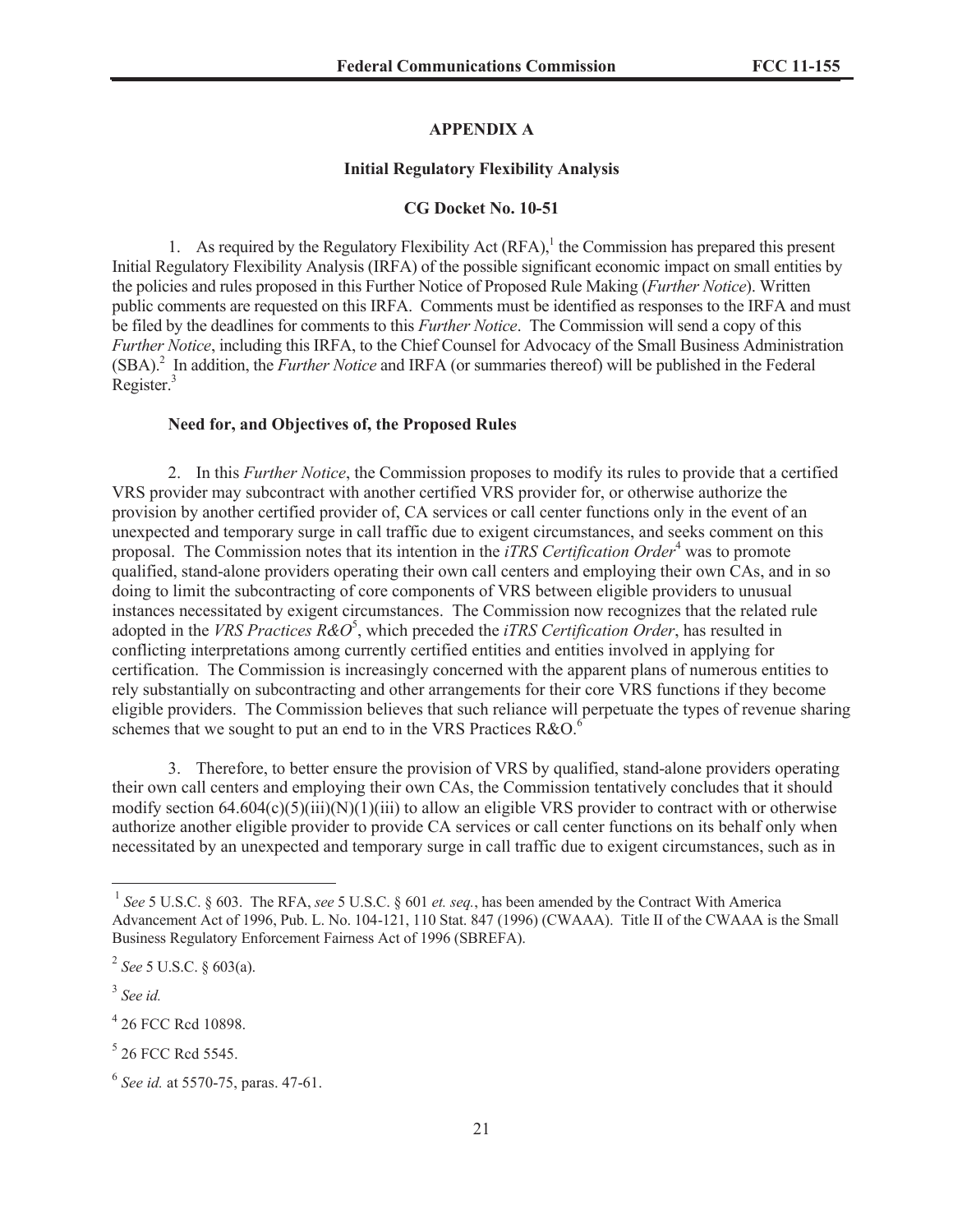## APPENDIX A

### Initial Regulatory Flexibility Analysis

### CG Docket No. 10-51

1. As required by the Regulatory Flexibility Act (RFA),[1] the Commission has prepared this present Initial Regulatory Flexibility Analysis (IRFA) of the possible significant economic impact on small entities by the policies and rules proposed in this Further Notice of Proposed Rule Making (*Further Notice*). Written public comments are requested on this IRFA. Comments must be identified as responses to the IRFA and must be filed by the deadlines for comments to this *Further Notice*. The Commission will send a copy of this *Further Notice*, including this IRFA, to the Chief Counsel for Advocacy of the Small Business Administration (SBA).[2] In addition, the *Further Notice* and IRFA (or summaries thereof) will be published in the Federal Register.[3]

**Need for, and Objectives of, the Proposed Rules**

2. In this *Further Notice*, the Commission proposes to modify its rules to provide that a certified VRS provider may subcontract with another certified VRS provider for, or otherwise authorize the provision by another certified provider of, CA services or call center functions only in the event of an unexpected and temporary surge in call traffic due to exigent circumstances, and seeks comment on this proposal. The Commission notes that its intention in the *iTRS Certification Order*[4] was to promote qualified, stand-alone providers operating their own call centers and employing their own CAs, and in so doing to limit the subcontracting of core components of VRS between eligible providers to unusual instances necessitated by exigent circumstances. The Commission now recognizes that the related rule adopted in the *VRS Practices R&O*[5], which preceded the *iTRS Certification Order*, has resulted in conflicting interpretations among currently certified entities and entities involved in applying for certification. The Commission is increasingly concerned with the apparent plans of numerous entities to rely substantially on subcontracting and other arrangements for their core VRS functions if they become eligible providers. The Commission believes that such reliance will perpetuate the types of revenue sharing schemes that we sought to put an end to in the VRS Practices R&O.[6]

3. Therefore, to better ensure the provision of VRS by qualified, stand-alone providers operating their own call centers and employing their own CAs, the Commission tentatively concludes that it should modify section 64.604(c)(5)(iii)(N)(1)(iii) to allow an eligible VRS provider to contract with or otherwise authorize another eligible provider to provide CA services or call center functions on its behalf only when necessitated by an unexpected and temporary surge in call traffic due to exigent circumstances, such as in

---

[1] *See* 5 U.S.C. § 603. The RFA, *see* 5 U.S.C. § 601 *et. seq.*, has been amended by the Contract With America Advancement Act of 1996, Pub. L. No. 104-121, 110 Stat. 847 (1996) (CWAAA). Title II of the CWAAA is the Small Business Regulatory Enforcement Fairness Act of 1996 (SBREFA).

[2] *See* 5 U.S.C. § 603(a).

[3] *See id.*

[4] 26 FCC Rcd 10898.

[5] 26 FCC Rcd 5545.

[6] *See id.* at 5570-75, paras. 47-61.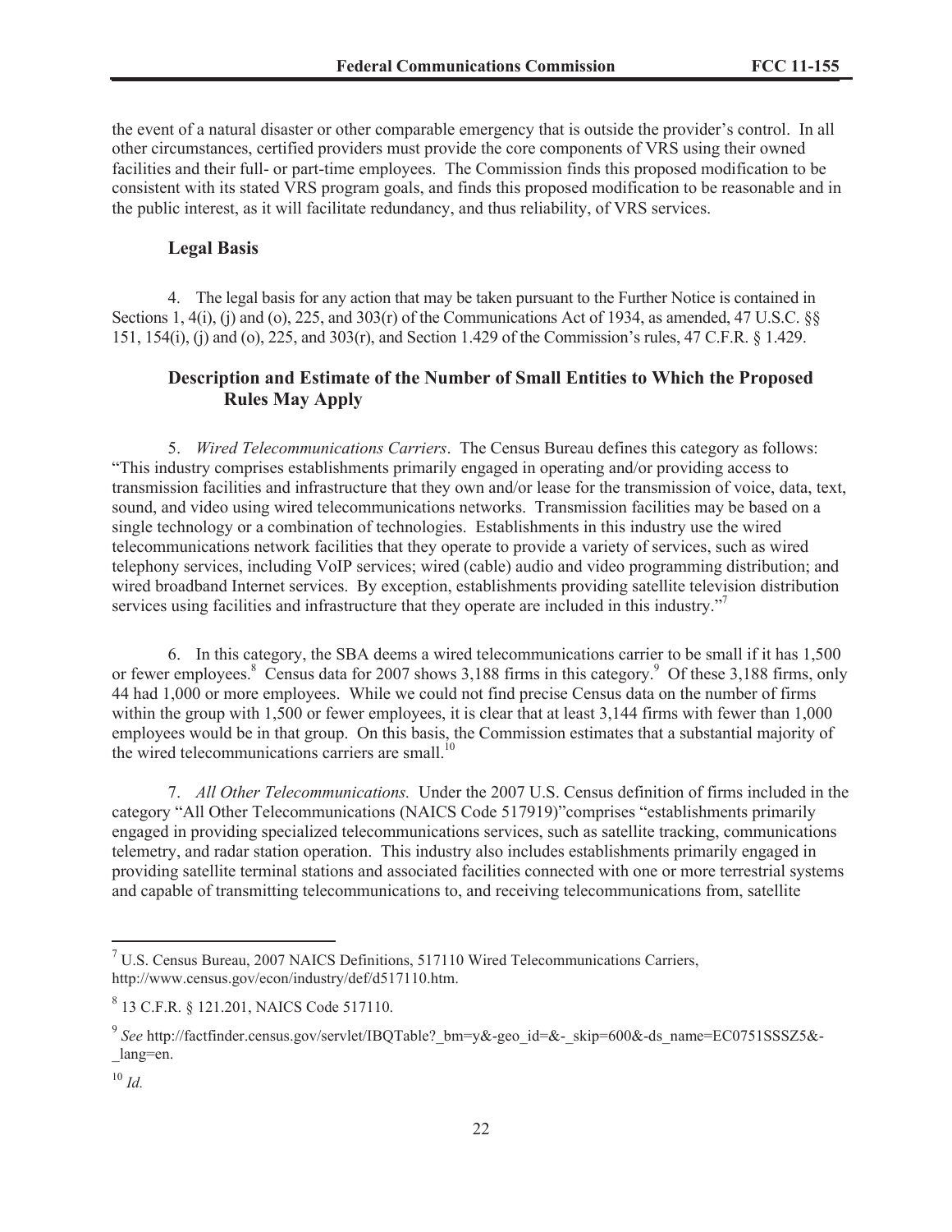the event of a natural disaster or other comparable emergency that is outside the provider's control. In all other circumstances, certified providers must provide the core components of VRS using their owned facilities and their full- or part-time employees. The Commission finds this proposed modification to be consistent with its stated VRS program goals, and finds this proposed modification to be reasonable and in the public interest, as it will facilitate redundancy, and thus reliability, of VRS services.

### Legal Basis

4. The legal basis for any action that may be taken pursuant to the Further Notice is contained in Sections 1, 4(i), (j) and (o), 225, and 303(r) of the Communications Act of 1934, as amended, 47 U.S.C. §§ 151, 154(i), (j) and (o), 225, and 303(r), and Section 1.429 of the Commission's rules, 47 C.F.R. § 1.429.

### Description and Estimate of the Number of Small Entities to Which the Proposed Rules May Apply

5. *Wired Telecommunications Carriers*. The Census Bureau defines this category as follows: "This industry comprises establishments primarily engaged in operating and/or providing access to transmission facilities and infrastructure that they own and/or lease for the transmission of voice, data, text, sound, and video using wired telecommunications networks. Transmission facilities may be based on a single technology or a combination of technologies. Establishments in this industry use the wired telecommunications network facilities that they operate to provide a variety of services, such as wired telephony services, including VoIP services; wired (cable) audio and video programming distribution; and wired broadband Internet services. By exception, establishments providing satellite television distribution services using facilities and infrastructure that they operate are included in this industry."[7]

6. In this category, the SBA deems a wired telecommunications carrier to be small if it has 1,500 or fewer employees.[8] Census data for 2007 shows 3,188 firms in this category.[9] Of these 3,188 firms, only 44 had 1,000 or more employees. While we could not find precise Census data on the number of firms within the group with 1,500 or fewer employees, it is clear that at least 3,144 firms with fewer than 1,000 employees would be in that group. On this basis, the Commission estimates that a substantial majority of the wired telecommunications carriers are small.[10]

7. *All Other Telecommunications.* Under the 2007 U.S. Census definition of firms included in the category "All Other Telecommunications (NAICS Code 517919)"comprises "establishments primarily engaged in providing specialized telecommunications services, such as satellite tracking, communications telemetry, and radar station operation. This industry also includes establishments primarily engaged in providing satellite terminal stations and associated facilities connected with one or more terrestrial systems and capable of transmitting telecommunications to, and receiving telecommunications from, satellite

---

[7] U.S. Census Bureau, 2007 NAICS Definitions, 517110 Wired Telecommunications Carriers, http://www.census.gov/econ/industry/def/d517110.htm.

[8] 13 C.F.R. § 121.201, NAICS Code 517110.

[9] *See* http://factfinder.census.gov/servlet/IBQTable?_bm=y&-geo_id=&-_skip=600&-ds_name=EC0751SSSZ5&-_lang=en.

[10] *Id.*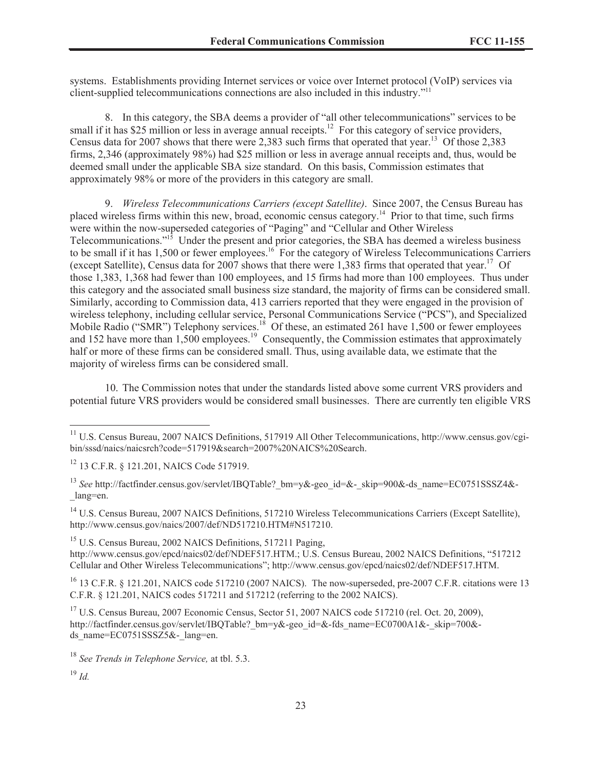systems. Establishments providing Internet services or voice over Internet protocol (VoIP) services via client-supplied telecommunications connections are also included in this industry."[11]

8. In this category, the SBA deems a provider of "all other telecommunications" services to be small if it has $25 million or less in average annual receipts.[12] For this category of service providers, Census data for 2007 shows that there were 2,383 such firms that operated that year.[13] Of those 2,383 firms, 2,346 (approximately 98%) had $25 million or less in average annual receipts and, thus, would be deemed small under the applicable SBA size standard. On this basis, Commission estimates that approximately 98% or more of the providers in this category are small.

9. *Wireless Telecommunications Carriers (except Satellite)*. Since 2007, the Census Bureau has placed wireless firms within this new, broad, economic census category.[14] Prior to that time, such firms were within the now-superseded categories of "Paging" and "Cellular and Other Wireless Telecommunications."[15] Under the present and prior categories, the SBA has deemed a wireless business to be small if it has 1,500 or fewer employees.[16] For the category of Wireless Telecommunications Carriers (except Satellite), Census data for 2007 shows that there were 1,383 firms that operated that year.[17] Of those 1,383, 1,368 had fewer than 100 employees, and 15 firms had more than 100 employees. Thus under this category and the associated small business size standard, the majority of firms can be considered small. Similarly, according to Commission data, 413 carriers reported that they were engaged in the provision of wireless telephony, including cellular service, Personal Communications Service ("PCS"), and Specialized Mobile Radio ("SMR") Telephony services.[18] Of these, an estimated 261 have 1,500 or fewer employees and 152 have more than 1,500 employees.[19] Consequently, the Commission estimates that approximately half or more of these firms can be considered small. Thus, using available data, we estimate that the majority of wireless firms can be considered small.

10. The Commission notes that under the standards listed above some current VRS providers and potential future VRS providers would be considered small businesses. There are currently ten eligible VRS

---

[11] U.S. Census Bureau, 2007 NAICS Definitions, 517919 All Other Telecommunications, http://www.census.gov/cgi-bin/sssd/naics/naicsrch?code=517919&search=2007%20NAICS%20Search.

[12] 13 C.F.R. § 121.201, NAICS Code 517919.

[13] *See* http://factfinder.census.gov/servlet/IBQTable?_bm=y&-geo_id=&-_skip=900&-ds_name=EC0751SSSZ4&-_lang=en.

[14] U.S. Census Bureau, 2007 NAICS Definitions, 517210 Wireless Telecommunications Carriers (Except Satellite), http://www.census.gov/naics/2007/def/ND517210.HTM#N517210.

[15] U.S. Census Bureau, 2002 NAICS Definitions, 517211 Paging, http://www.census.gov/epcd/naics02/def/NDEF517.HTM.; U.S. Census Bureau, 2002 NAICS Definitions, "517212 Cellular and Other Wireless Telecommunications"; http://www.census.gov/epcd/naics02/def/NDEF517.HTM.

[16] 13 C.F.R. § 121.201, NAICS code 517210 (2007 NAICS). The now-superseded, pre-2007 C.F.R. citations were 13 C.F.R. § 121.201, NAICS codes 517211 and 517212 (referring to the 2002 NAICS).

[17] U.S. Census Bureau, 2007 Economic Census, Sector 51, 2007 NAICS code 517210 (rel. Oct. 20, 2009), http://factfinder.census.gov/servlet/IBQTable?_bm=y&-geo_id=&-fds_name=EC0700A1&-_skip=700&-ds_name=EC0751SSSZ5&-_lang=en.

[18] *See Trends in Telephone Service,* at tbl. 5.3.

[19] *Id.*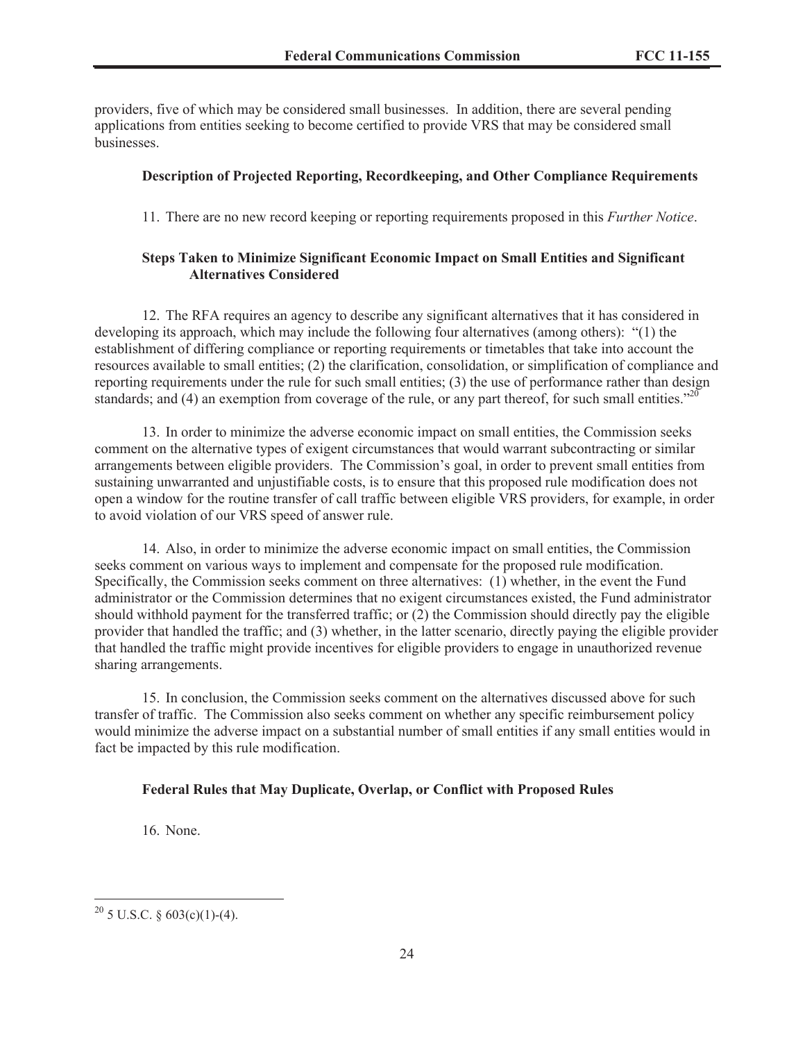providers, five of which may be considered small businesses. In addition, there are several pending applications from entities seeking to become certified to provide VRS that may be considered small businesses.

**Description of Projected Reporting, Recordkeeping, and Other Compliance Requirements**

11. There are no new record keeping or reporting requirements proposed in this *Further Notice*.

**Steps Taken to Minimize Significant Economic Impact on Small Entities and Significant Alternatives Considered**

12. The RFA requires an agency to describe any significant alternatives that it has considered in developing its approach, which may include the following four alternatives (among others): "(1) the establishment of differing compliance or reporting requirements or timetables that take into account the resources available to small entities; (2) the clarification, consolidation, or simplification of compliance and reporting requirements under the rule for such small entities; (3) the use of performance rather than design standards; and (4) an exemption from coverage of the rule, or any part thereof, for such small entities."[20]

13. In order to minimize the adverse economic impact on small entities, the Commission seeks comment on the alternative types of exigent circumstances that would warrant subcontracting or similar arrangements between eligible providers. The Commission's goal, in order to prevent small entities from sustaining unwarranted and unjustifiable costs, is to ensure that this proposed rule modification does not open a window for the routine transfer of call traffic between eligible VRS providers, for example, in order to avoid violation of our VRS speed of answer rule.

14. Also, in order to minimize the adverse economic impact on small entities, the Commission seeks comment on various ways to implement and compensate for the proposed rule modification. Specifically, the Commission seeks comment on three alternatives: (1) whether, in the event the Fund administrator or the Commission determines that no exigent circumstances existed, the Fund administrator should withhold payment for the transferred traffic; or (2) the Commission should directly pay the eligible provider that handled the traffic; and (3) whether, in the latter scenario, directly paying the eligible provider that handled the traffic might provide incentives for eligible providers to engage in unauthorized revenue sharing arrangements.

15. In conclusion, the Commission seeks comment on the alternatives discussed above for such transfer of traffic. The Commission also seeks comment on whether any specific reimbursement policy would minimize the adverse impact on a substantial number of small entities if any small entities would in fact be impacted by this rule modification.

**Federal Rules that May Duplicate, Overlap, or Conflict with Proposed Rules**

16. None.

[20] 5 U.S.C. § 603(c)(1)-(4).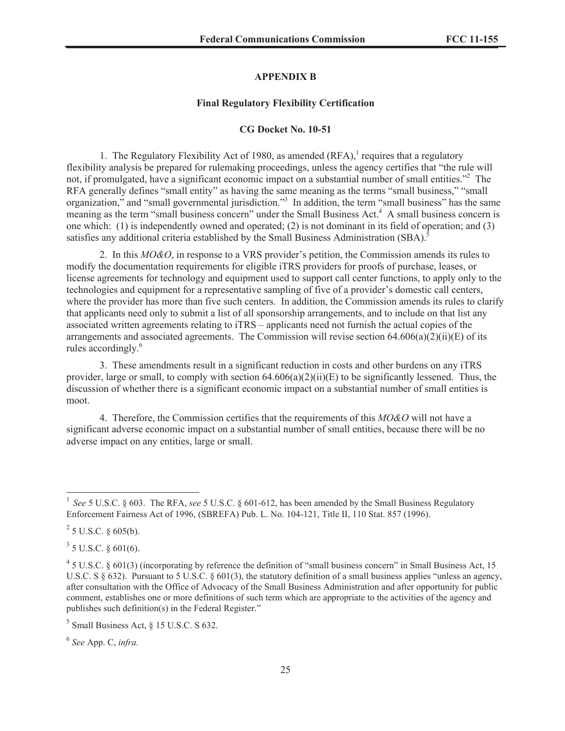## APPENDIX B

### Final Regulatory Flexibility Certification

### CG Docket No. 10-51

1. The Regulatory Flexibility Act of 1980, as amended (RFA),[1] requires that a regulatory flexibility analysis be prepared for rulemaking proceedings, unless the agency certifies that "the rule will not, if promulgated, have a significant economic impact on a substantial number of small entities."[2] The RFA generally defines "small entity" as having the same meaning as the terms "small business," "small organization," and "small governmental jurisdiction."[3] In addition, the term "small business" has the same meaning as the term "small business concern" under the Small Business Act.[4] A small business concern is one which: (1) is independently owned and operated; (2) is not dominant in its field of operation; and (3) satisfies any additional criteria established by the Small Business Administration (SBA).[5]

2. In this *MO&O*, in response to a VRS provider's petition, the Commission amends its rules to modify the documentation requirements for eligible iTRS providers for proofs of purchase, leases, or license agreements for technology and equipment used to support call center functions, to apply only to the technologies and equipment for a representative sampling of five of a provider's domestic call centers, where the provider has more than five such centers. In addition, the Commission amends its rules to clarify that applicants need only to submit a list of all sponsorship arrangements, and to include on that list any associated written agreements relating to iTRS – applicants need not furnish the actual copies of the arrangements and associated agreements. The Commission will revise section 64.606(a)(2)(ii)(E) of its rules accordingly.[6]

3. These amendments result in a significant reduction in costs and other burdens on any iTRS provider, large or small, to comply with section 64.606(a)(2)(ii)(E) to be significantly lessened. Thus, the discussion of whether there is a significant economic impact on a substantial number of small entities is moot.

4. Therefore, the Commission certifies that the requirements of this *MO&O* will not have a significant adverse economic impact on a substantial number of small entities, because there will be no adverse impact on any entities, large or small.

---

[1] *See* 5 U.S.C. § 603. The RFA, *see* 5 U.S.C. § 601-612, has been amended by the Small Business Regulatory Enforcement Fairness Act of 1996, (SBREFA) Pub. L. No. 104-121, Title II, 110 Stat. 857 (1996).

[2] 5 U.S.C. § 605(b).

[3] 5 U.S.C. § 601(6).

[4] 5 U.S.C. § 601(3) (incorporating by reference the definition of "small business concern" in Small Business Act, 15 U.S.C. S § 632). Pursuant to 5 U.S.C. § 601(3), the statutory definition of a small business applies "unless an agency, after consultation with the Office of Advocacy of the Small Business Administration and after opportunity for public comment, establishes one or more definitions of such term which are appropriate to the activities of the agency and publishes such definition(s) in the Federal Register."

[5] Small Business Act, § 15 U.S.C. S 632.

[6] *See* App. C, *infra.*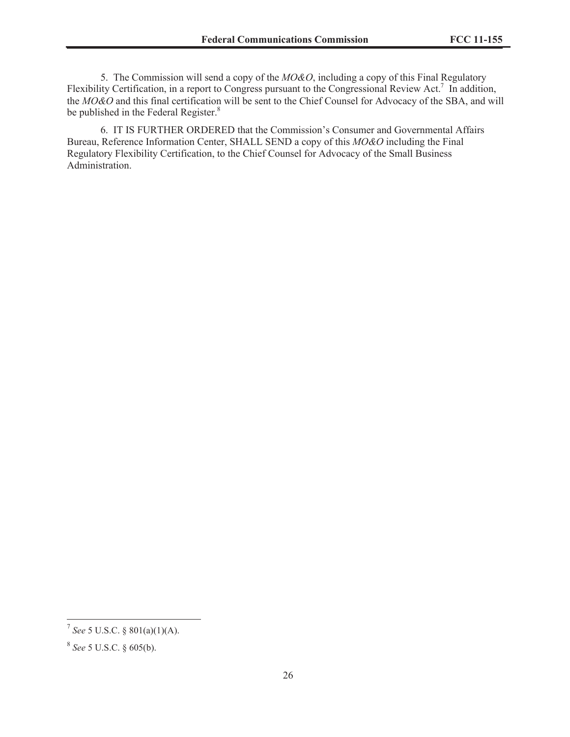5. The Commission will send a copy of the *MO&O*, including a copy of this Final Regulatory Flexibility Certification, in a report to Congress pursuant to the Congressional Review Act.[7] In addition, the *MO&O* and this final certification will be sent to the Chief Counsel for Advocacy of the SBA, and will be published in the Federal Register.[8]

6. IT IS FURTHER ORDERED that the Commission's Consumer and Governmental Affairs Bureau, Reference Information Center, SHALL SEND a copy of this *MO&O* including the Final Regulatory Flexibility Certification, to the Chief Counsel for Advocacy of the Small Business Administration.

---

[7] *See* 5 U.S.C. § 801(a)(1)(A).

[8] *See* 5 U.S.C. § 605(b).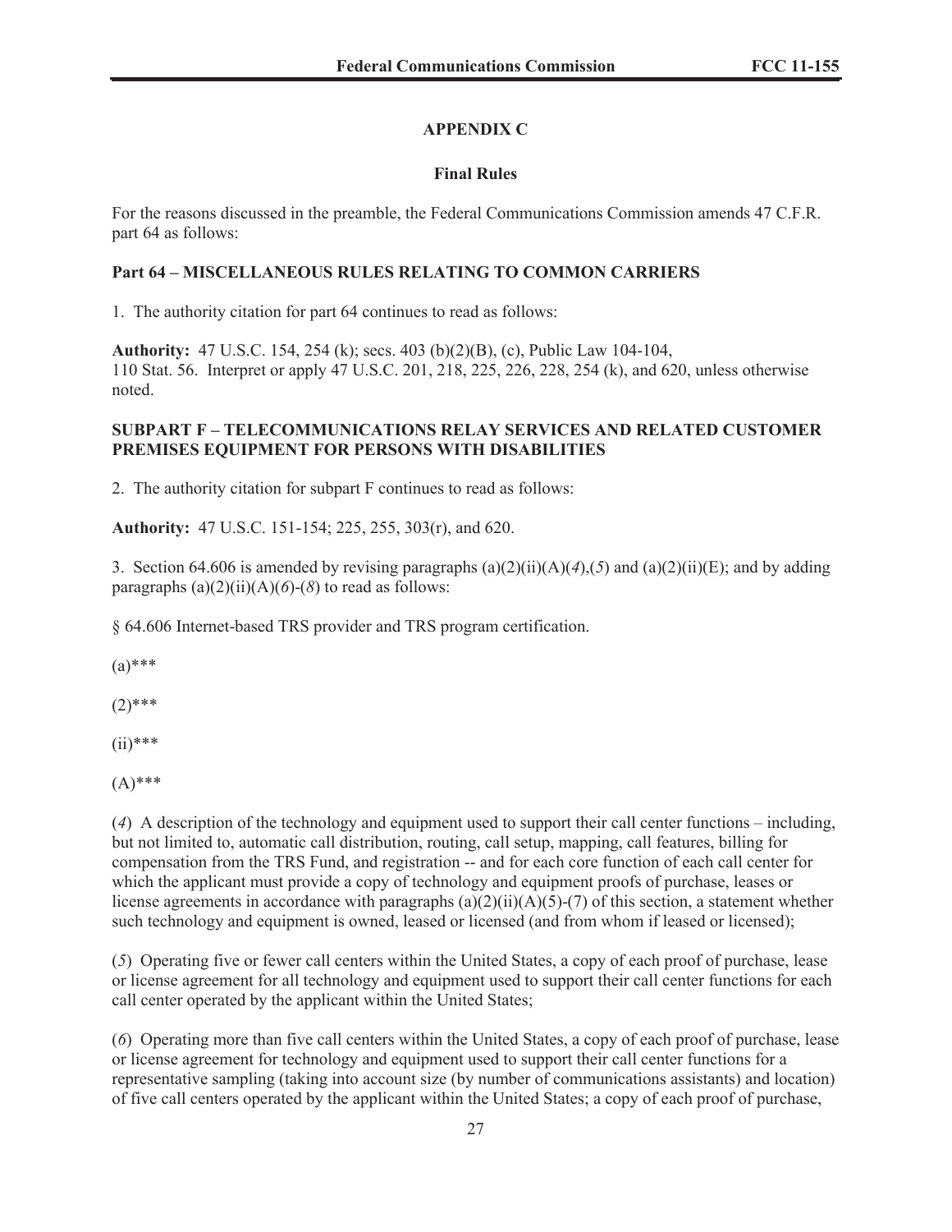## APPENDIX C

### Final Rules

For the reasons discussed in the preamble, the Federal Communications Commission amends 47 C.F.R. part 64 as follows:

**Part 64 – MISCELLANEOUS RULES RELATING TO COMMON CARRIERS**

1. The authority citation for part 64 continues to read as follows:

**Authority:** 47 U.S.C. 154, 254 (k); secs. 403 (b)(2)(B), (c), Public Law 104-104, 110 Stat. 56. Interpret or apply 47 U.S.C. 201, 218, 225, 226, 228, 254 (k), and 620, unless otherwise noted.

**SUBPART F – TELECOMMUNICATIONS RELAY SERVICES AND RELATED CUSTOMER PREMISES EQUIPMENT FOR PERSONS WITH DISABILITIES**

2. The authority citation for subpart F continues to read as follows:

**Authority:** 47 U.S.C. 151-154; 225, 255, 303(r), and 620.

3. Section 64.606 is amended by revising paragraphs (a)(2)(ii)(A)(*4*),(*5*) and (a)(2)(ii)(E); and by adding paragraphs (a)(2)(ii)(A)(*6*)-(*8*) to read as follows:

§ 64.606 Internet-based TRS provider and TRS program certification.

(a)***

(2)***

(ii)***

(A)***

(*4*) A description of the technology and equipment used to support their call center functions – including, but not limited to, automatic call distribution, routing, call setup, mapping, call features, billing for compensation from the TRS Fund, and registration -- and for each core function of each call center for which the applicant must provide a copy of technology and equipment proofs of purchase, leases or license agreements in accordance with paragraphs (a)(2)(ii)(A)(5)-(7) of this section, a statement whether such technology and equipment is owned, leased or licensed (and from whom if leased or licensed);

(*5*) Operating five or fewer call centers within the United States, a copy of each proof of purchase, lease or license agreement for all technology and equipment used to support their call center functions for each call center operated by the applicant within the United States;

(*6*) Operating more than five call centers within the United States, a copy of each proof of purchase, lease or license agreement for technology and equipment used to support their call center functions for a representative sampling (taking into account size (by number of communications assistants) and location) of five call centers operated by the applicant within the United States; a copy of each proof of purchase,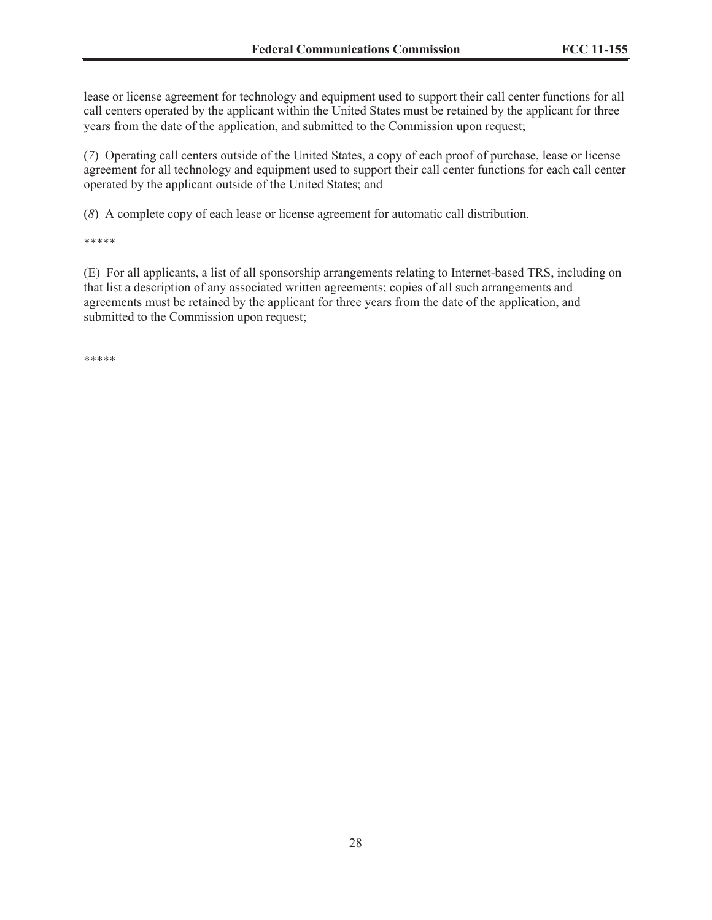lease or license agreement for technology and equipment used to support their call center functions for all call centers operated by the applicant within the United States must be retained by the applicant for three years from the date of the application, and submitted to the Commission upon request;

(*7*) Operating call centers outside of the United States, a copy of each proof of purchase, lease or license agreement for all technology and equipment used to support their call center functions for each call center operated by the applicant outside of the United States; and

(*8*) A complete copy of each lease or license agreement for automatic call distribution.

*****

(E) For all applicants, a list of all sponsorship arrangements relating to Internet-based TRS, including on that list a description of any associated written agreements; copies of all such arrangements and agreements must be retained by the applicant for three years from the date of the application, and submitted to the Commission upon request;

*****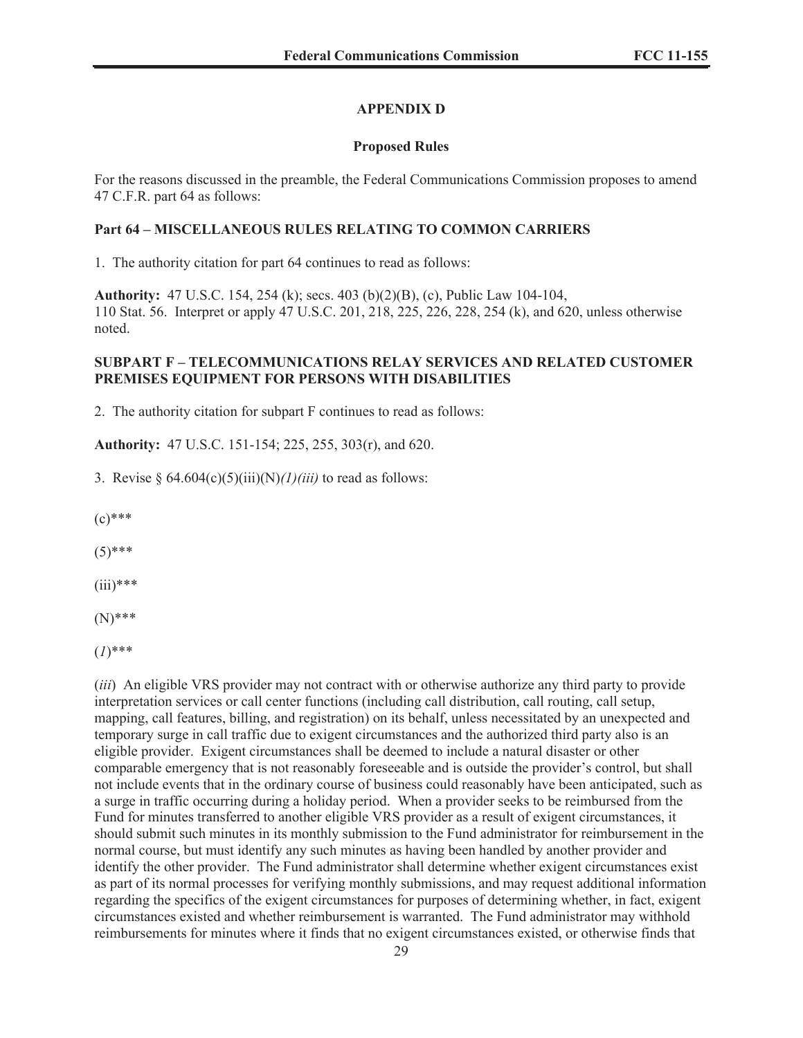## APPENDIX D

### Proposed Rules

For the reasons discussed in the preamble, the Federal Communications Commission proposes to amend 47 C.F.R. part 64 as follows:

**Part 64 – MISCELLANEOUS RULES RELATING TO COMMON CARRIERS**

1. The authority citation for part 64 continues to read as follows:

**Authority:** 47 U.S.C. 154, 254 (k); secs. 403 (b)(2)(B), (c), Public Law 104-104, 110 Stat. 56. Interpret or apply 47 U.S.C. 201, 218, 225, 226, 228, 254 (k), and 620, unless otherwise noted.

**SUBPART F – TELECOMMUNICATIONS RELAY SERVICES AND RELATED CUSTOMER PREMISES EQUIPMENT FOR PERSONS WITH DISABILITIES**

2. The authority citation for subpart F continues to read as follows:

**Authority:** 47 U.S.C. 151-154; 225, 255, 303(r), and 620.

3. Revise § 64.604(c)(5)(iii)(N)*(1)(iii)* to read as follows:

(c)***

(5)***

(iii)***

(N)***

(*1*)***

(*iii*) An eligible VRS provider may not contract with or otherwise authorize any third party to provide interpretation services or call center functions (including call distribution, call routing, call setup, mapping, call features, billing, and registration) on its behalf, unless necessitated by an unexpected and temporary surge in call traffic due to exigent circumstances and the authorized third party also is an eligible provider. Exigent circumstances shall be deemed to include a natural disaster or other comparable emergency that is not reasonably foreseeable and is outside the provider's control, but shall not include events that in the ordinary course of business could reasonably have been anticipated, such as a surge in traffic occurring during a holiday period. When a provider seeks to be reimbursed from the Fund for minutes transferred to another eligible VRS provider as a result of exigent circumstances, it should submit such minutes in its monthly submission to the Fund administrator for reimbursement in the normal course, but must identify any such minutes as having been handled by another provider and identify the other provider. The Fund administrator shall determine whether exigent circumstances exist as part of its normal processes for verifying monthly submissions, and may request additional information regarding the specifics of the exigent circumstances for purposes of determining whether, in fact, exigent circumstances existed and whether reimbursement is warranted. The Fund administrator may withhold reimbursements for minutes where it finds that no exigent circumstances existed, or otherwise finds that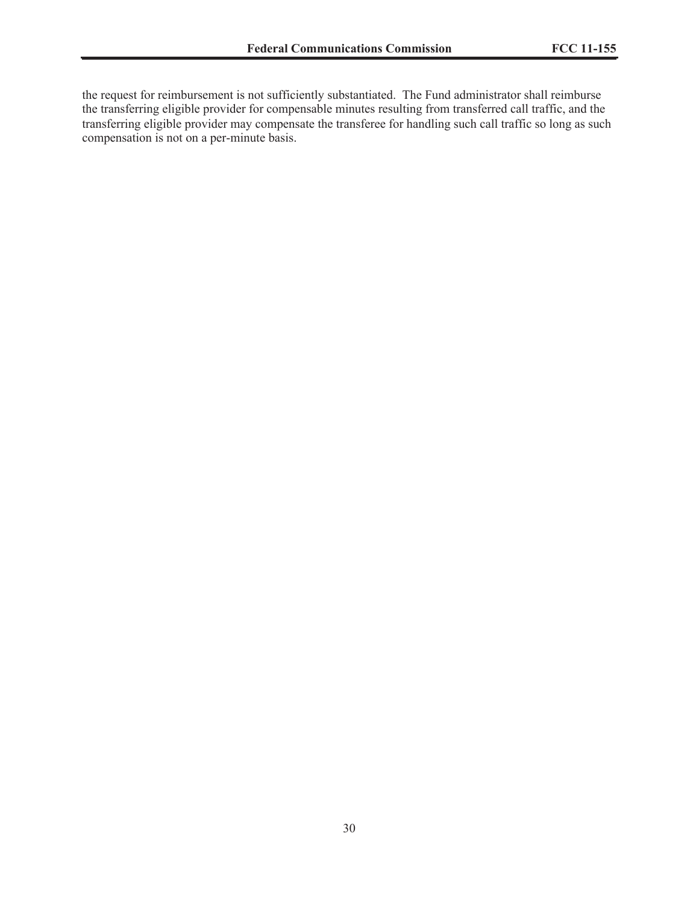the request for reimbursement is not sufficiently substantiated. The Fund administrator shall reimburse the transferring eligible provider for compensable minutes resulting from transferred call traffic, and the transferring eligible provider may compensate the transferee for handling such call traffic so long as such compensation is not on a per-minute basis.